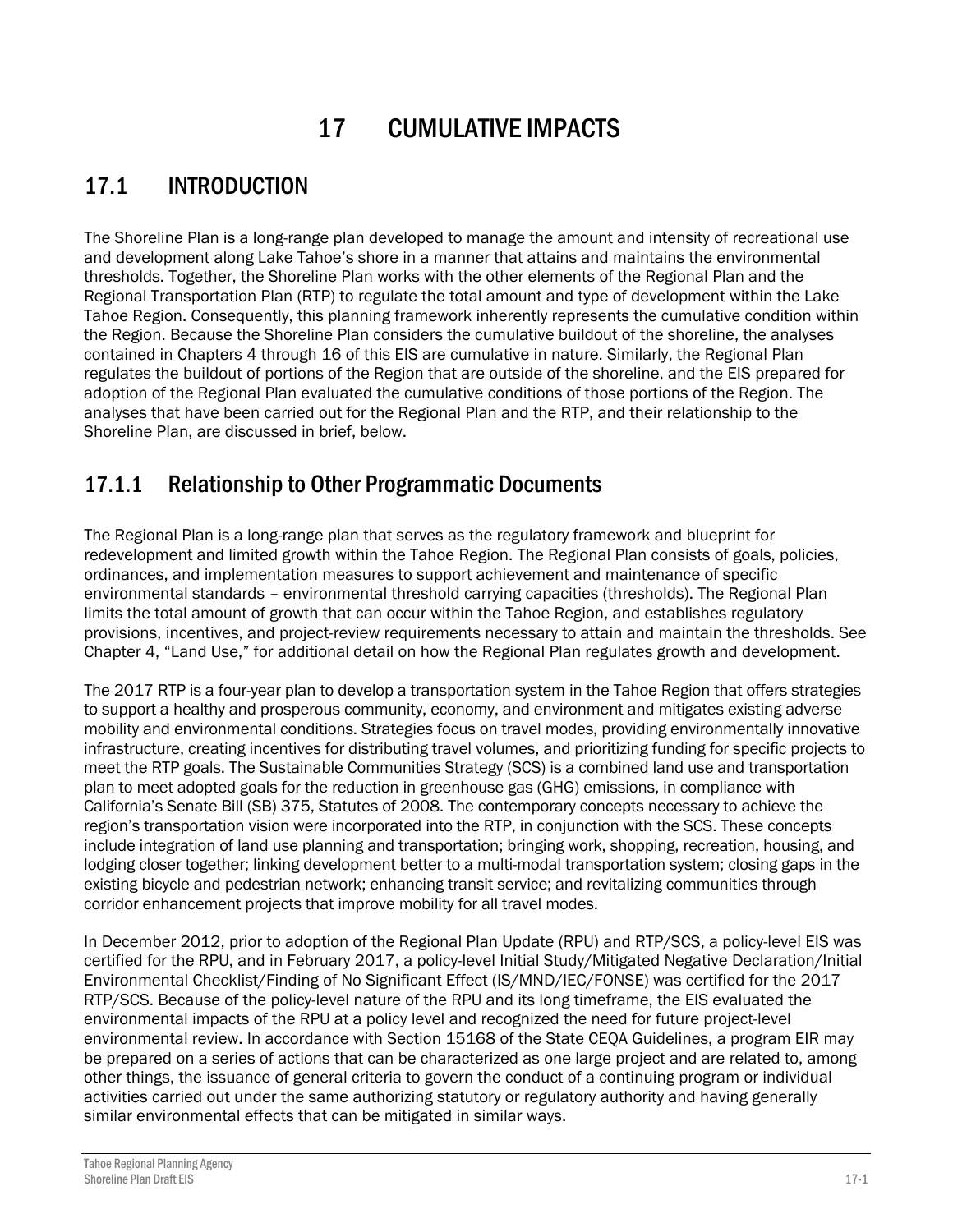# 17 CUMULATIVE IMPACTS

## 17.1 INTRODUCTION

The Shoreline Plan is a long-range plan developed to manage the amount and intensity of recreational use and development along Lake Tahoe's shore in a manner that attains and maintains the environmental thresholds. Together, the Shoreline Plan works with the other elements of the Regional Plan and the Regional Transportation Plan (RTP) to regulate the total amount and type of development within the Lake Tahoe Region. Consequently, this planning framework inherently represents the cumulative condition within the Region. Because the Shoreline Plan considers the cumulative buildout of the shoreline, the analyses contained in Chapters 4 through 16 of this EIS are cumulative in nature. Similarly, the Regional Plan regulates the buildout of portions of the Region that are outside of the shoreline, and the EIS prepared for adoption of the Regional Plan evaluated the cumulative conditions of those portions of the Region. The analyses that have been carried out for the Regional Plan and the RTP, and their relationship to the Shoreline Plan, are discussed in brief, below.

### 17.1.1 Relationship to Other Programmatic Documents

The Regional Plan is a long-range plan that serves as the regulatory framework and blueprint for redevelopment and limited growth within the Tahoe Region. The Regional Plan consists of goals, policies, ordinances, and implementation measures to support achievement and maintenance of specific environmental standards – environmental threshold carrying capacities (thresholds). The Regional Plan limits the total amount of growth that can occur within the Tahoe Region, and establishes regulatory provisions, incentives, and project-review requirements necessary to attain and maintain the thresholds. See Chapter 4, "Land Use," for additional detail on how the Regional Plan regulates growth and development.

The 2017 RTP is a four-year plan to develop a transportation system in the Tahoe Region that offers strategies to support a healthy and prosperous community, economy, and environment and mitigates existing adverse mobility and environmental conditions. Strategies focus on travel modes, providing environmentally innovative infrastructure, creating incentives for distributing travel volumes, and prioritizing funding for specific projects to meet the RTP goals. The Sustainable Communities Strategy (SCS) is a combined land use and transportation plan to meet adopted goals for the reduction in greenhouse gas (GHG) emissions, in compliance with California's Senate Bill (SB) 375, Statutes of 2008. The contemporary concepts necessary to achieve the region's transportation vision were incorporated into the RTP, in conjunction with the SCS. These concepts include integration of land use planning and transportation; bringing work, shopping, recreation, housing, and lodging closer together; linking development better to a multi-modal transportation system; closing gaps in the existing bicycle and pedestrian network; enhancing transit service; and revitalizing communities through corridor enhancement projects that improve mobility for all travel modes.

In December 2012, prior to adoption of the Regional Plan Update (RPU) and RTP/SCS, a policy-level EIS was certified for the RPU, and in February 2017, a policy-level Initial Study/Mitigated Negative Declaration/Initial Environmental Checklist/Finding of No Significant Effect (IS/MND/IEC/FONSE) was certified for the 2017 RTP/SCS. Because of the policy-level nature of the RPU and its long timeframe, the EIS evaluated the environmental impacts of the RPU at a policy level and recognized the need for future project-level environmental review. In accordance with Section 15168 of the State CEQA Guidelines, a program EIR may be prepared on a series of actions that can be characterized as one large project and are related to, among other things, the issuance of general criteria to govern the conduct of a continuing program or individual activities carried out under the same authorizing statutory or regulatory authority and having generally similar environmental effects that can be mitigated in similar ways.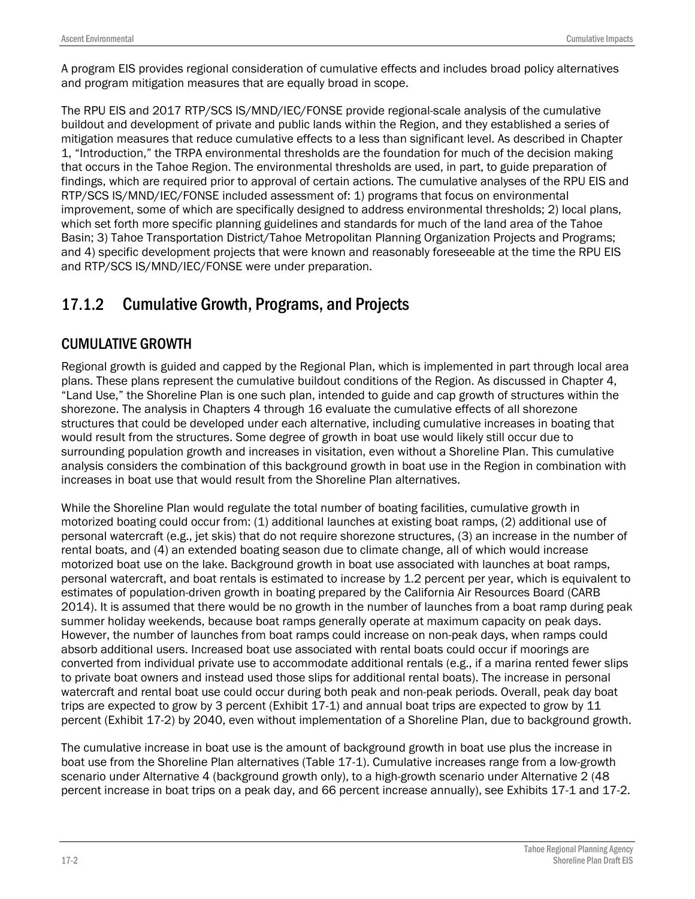A program EIS provides regional consideration of cumulative effects and includes broad policy alternatives and program mitigation measures that are equally broad in scope.

The RPU EIS and 2017 RTP/SCS IS/MND/IEC/FONSE provide regional-scale analysis of the cumulative buildout and development of private and public lands within the Region, and they established a series of mitigation measures that reduce cumulative effects to a less than significant level. As described in Chapter 1, "Introduction," the TRPA environmental thresholds are the foundation for much of the decision making that occurs in the Tahoe Region. The environmental thresholds are used, in part, to guide preparation of findings, which are required prior to approval of certain actions. The cumulative analyses of the RPU EIS and RTP/SCS IS/MND/IEC/FONSE included assessment of: 1) programs that focus on environmental improvement, some of which are specifically designed to address environmental thresholds; 2) local plans, which set forth more specific planning guidelines and standards for much of the land area of the Tahoe Basin; 3) Tahoe Transportation District/Tahoe Metropolitan Planning Organization Projects and Programs; and 4) specific development projects that were known and reasonably foreseeable at the time the RPU EIS and RTP/SCS IS/MND/IEC/FONSE were under preparation.

## 17.1.2 Cumulative Growth, Programs, and Projects

### CUMULATIVE GROWTH

Regional growth is guided and capped by the Regional Plan, which is implemented in part through local area plans. These plans represent the cumulative buildout conditions of the Region. As discussed in Chapter 4, "Land Use," the Shoreline Plan is one such plan, intended to guide and cap growth of structures within the shorezone. The analysis in Chapters 4 through 16 evaluate the cumulative effects of all shorezone structures that could be developed under each alternative, including cumulative increases in boating that would result from the structures. Some degree of growth in boat use would likely still occur due to surrounding population growth and increases in visitation, even without a Shoreline Plan. This cumulative analysis considers the combination of this background growth in boat use in the Region in combination with increases in boat use that would result from the Shoreline Plan alternatives.

While the Shoreline Plan would regulate the total number of boating facilities, cumulative growth in motorized boating could occur from: (1) additional launches at existing boat ramps, (2) additional use of personal watercraft (e.g., jet skis) that do not require shorezone structures, (3) an increase in the number of rental boats, and (4) an extended boating season due to climate change, all of which would increase motorized boat use on the lake. Background growth in boat use associated with launches at boat ramps, personal watercraft, and boat rentals is estimated to increase by 1.2 percent per year, which is equivalent to estimates of population-driven growth in boating prepared by the California Air Resources Board (CARB 2014). It is assumed that there would be no growth in the number of launches from a boat ramp during peak summer holiday weekends, because boat ramps generally operate at maximum capacity on peak days. However, the number of launches from boat ramps could increase on non-peak days, when ramps could absorb additional users. Increased boat use associated with rental boats could occur if moorings are converted from individual private use to accommodate additional rentals (e.g., if a marina rented fewer slips to private boat owners and instead used those slips for additional rental boats). The increase in personal watercraft and rental boat use could occur during both peak and non-peak periods. Overall, peak day boat trips are expected to grow by 3 percent (Exhibit 17-1) and annual boat trips are expected to grow by 11 percent (Exhibit 17-2) by 2040, even without implementation of a Shoreline Plan, due to background growth.

The cumulative increase in boat use is the amount of background growth in boat use plus the increase in boat use from the Shoreline Plan alternatives (Table 17-1). Cumulative increases range from a low-growth scenario under Alternative 4 (background growth only), to a high-growth scenario under Alternative 2 (48 percent increase in boat trips on a peak day, and 66 percent increase annually), see Exhibits 17-1 and 17-2.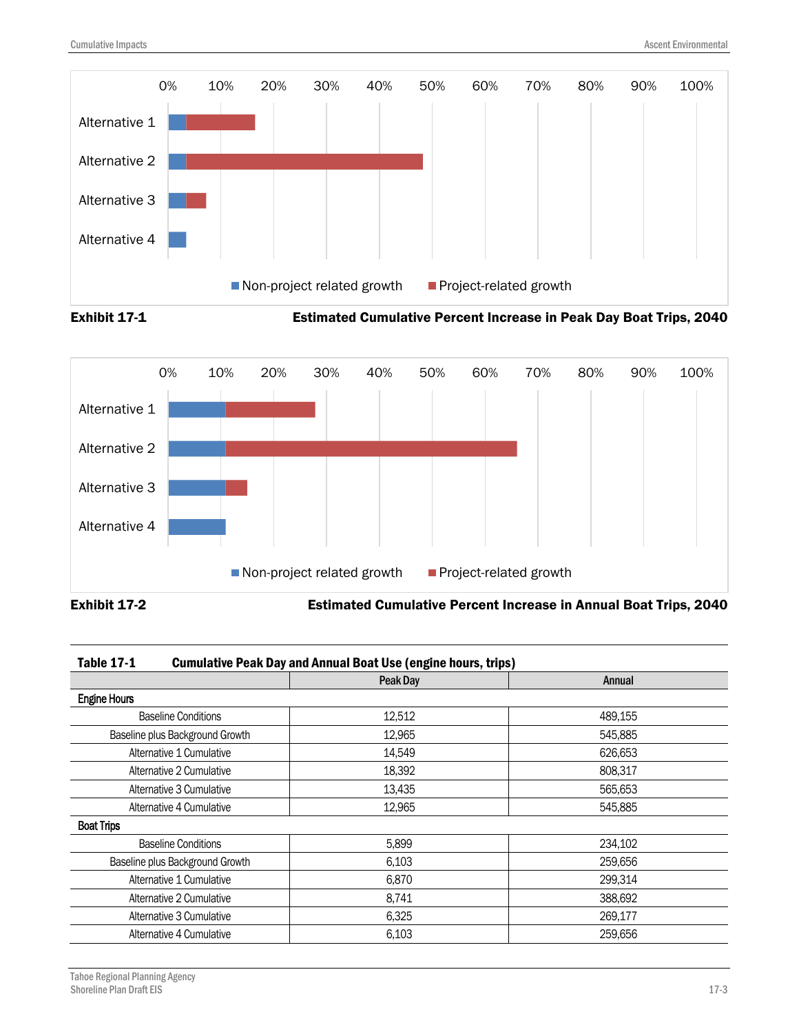**Exhibit 17-1** **Estimated Cumulative Percent Increase in Peak Day Boat Trips, 2040**

**Exhibit 17-2** **Estimated Cumulative Percent Increase in Annual Boat Trips, 2040**

**Table 17-1 Cumulative Peak Day and Annual Boat Use (engine hours, trips)**

| | Peak Day | Annual |
|---|---|---|
| **Engine Hours** | | |
| Baseline Conditions | 12,512 | 489,155 |
| Baseline plus Background Growth | 12,965 | 545,885 |
| Alternative 1 Cumulative | 14,549 | 626,653 |
| Alternative 2 Cumulative | 18,392 | 808,317 |
| Alternative 3 Cumulative | 13,435 | 565,653 |
| Alternative 4 Cumulative | 12,965 | 545,885 |
| **Boat Trips** | | |
| Baseline Conditions | 5,899 | 234,102 |
| Baseline plus Background Growth | 6,103 | 259,656 |
| Alternative 1 Cumulative | 6,870 | 299,314 |
| Alternative 2 Cumulative | 8,741 | 388,692 |
| Alternative 3 Cumulative | 6,325 | 269,177 |
| Alternative 4 Cumulative | 6,103 | 259,656 |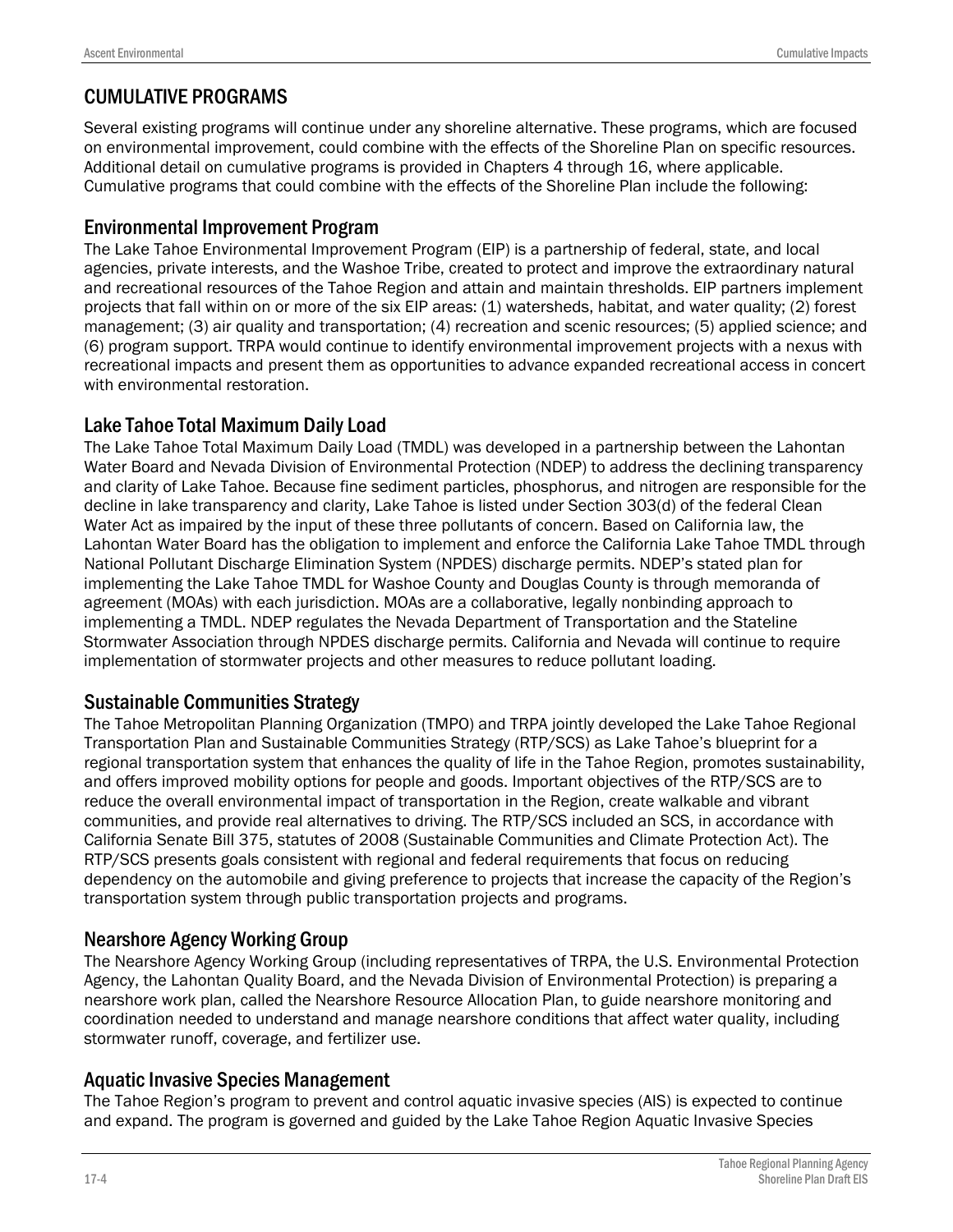## CUMULATIVE PROGRAMS

Several existing programs will continue under any shoreline alternative. These programs, which are focused on environmental improvement, could combine with the effects of the Shoreline Plan on specific resources. Additional detail on cumulative programs is provided in Chapters 4 through 16, where applicable. Cumulative programs that could combine with the effects of the Shoreline Plan include the following:

### Environmental Improvement Program

The Lake Tahoe Environmental Improvement Program (EIP) is a partnership of federal, state, and local agencies, private interests, and the Washoe Tribe, created to protect and improve the extraordinary natural and recreational resources of the Tahoe Region and attain and maintain thresholds. EIP partners implement projects that fall within on or more of the six EIP areas: (1) watersheds, habitat, and water quality; (2) forest management; (3) air quality and transportation; (4) recreation and scenic resources; (5) applied science; and (6) program support. TRPA would continue to identify environmental improvement projects with a nexus with recreational impacts and present them as opportunities to advance expanded recreational access in concert with environmental restoration.

### Lake Tahoe Total Maximum Daily Load

The Lake Tahoe Total Maximum Daily Load (TMDL) was developed in a partnership between the Lahontan Water Board and Nevada Division of Environmental Protection (NDEP) to address the declining transparency and clarity of Lake Tahoe. Because fine sediment particles, phosphorus, and nitrogen are responsible for the decline in lake transparency and clarity, Lake Tahoe is listed under Section 303(d) of the federal Clean Water Act as impaired by the input of these three pollutants of concern. Based on California law, the Lahontan Water Board has the obligation to implement and enforce the California Lake Tahoe TMDL through National Pollutant Discharge Elimination System (NPDES) discharge permits. NDEP's stated plan for implementing the Lake Tahoe TMDL for Washoe County and Douglas County is through memoranda of agreement (MOAs) with each jurisdiction. MOAs are a collaborative, legally nonbinding approach to implementing a TMDL. NDEP regulates the Nevada Department of Transportation and the Stateline Stormwater Association through NPDES discharge permits. California and Nevada will continue to require implementation of stormwater projects and other measures to reduce pollutant loading.

### Sustainable Communities Strategy

The Tahoe Metropolitan Planning Organization (TMPO) and TRPA jointly developed the Lake Tahoe Regional Transportation Plan and Sustainable Communities Strategy (RTP/SCS) as Lake Tahoe's blueprint for a regional transportation system that enhances the quality of life in the Tahoe Region, promotes sustainability, and offers improved mobility options for people and goods. Important objectives of the RTP/SCS are to reduce the overall environmental impact of transportation in the Region, create walkable and vibrant communities, and provide real alternatives to driving. The RTP/SCS included an SCS, in accordance with California Senate Bill 375, statutes of 2008 (Sustainable Communities and Climate Protection Act). The RTP/SCS presents goals consistent with regional and federal requirements that focus on reducing dependency on the automobile and giving preference to projects that increase the capacity of the Region's transportation system through public transportation projects and programs.

### Nearshore Agency Working Group

The Nearshore Agency Working Group (including representatives of TRPA, the U.S. Environmental Protection Agency, the Lahontan Quality Board, and the Nevada Division of Environmental Protection) is preparing a nearshore work plan, called the Nearshore Resource Allocation Plan, to guide nearshore monitoring and coordination needed to understand and manage nearshore conditions that affect water quality, including stormwater runoff, coverage, and fertilizer use.

### Aquatic Invasive Species Management

The Tahoe Region's program to prevent and control aquatic invasive species (AIS) is expected to continue and expand. The program is governed and guided by the Lake Tahoe Region Aquatic Invasive Species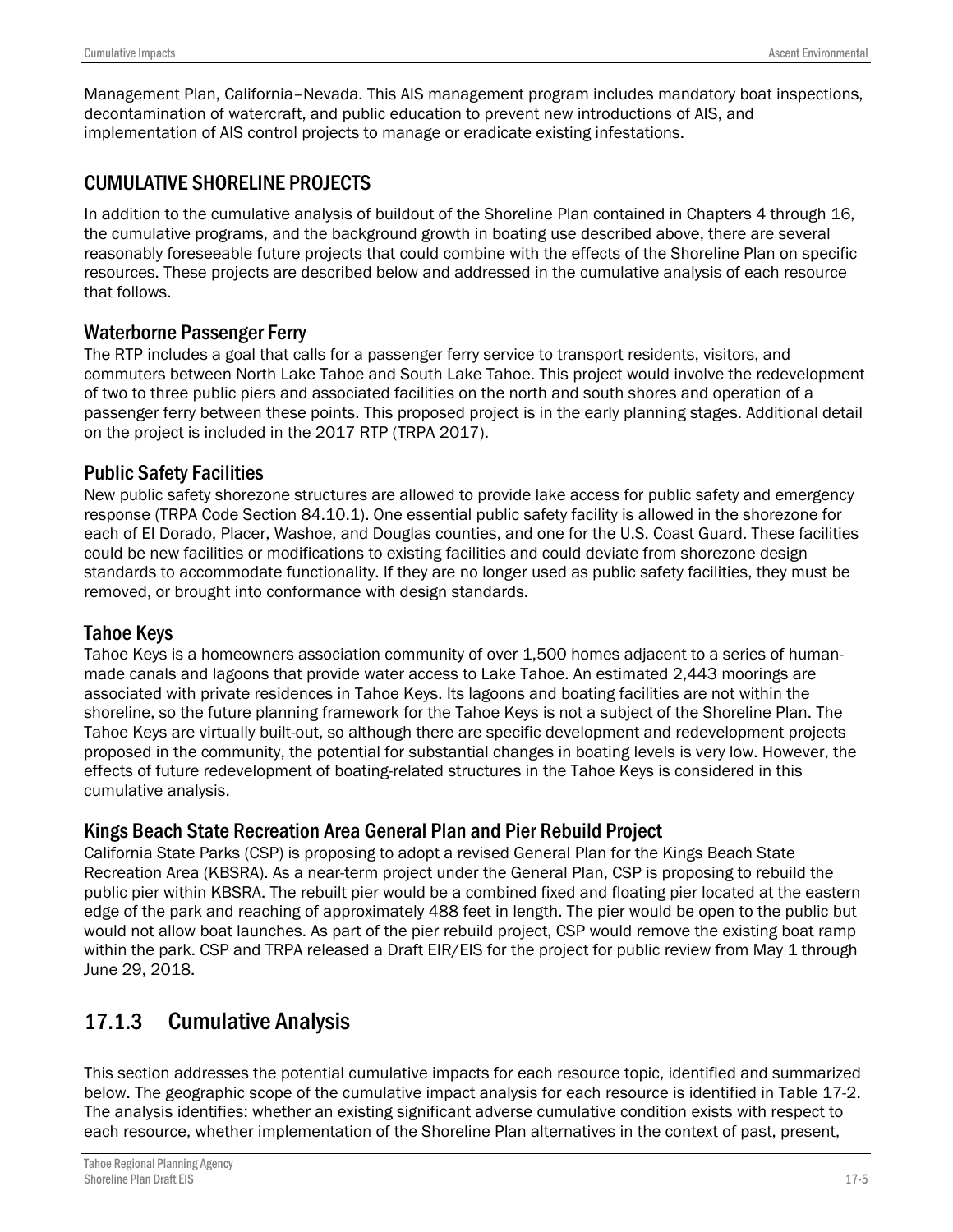Management Plan, California–Nevada. This AIS management program includes mandatory boat inspections, decontamination of watercraft, and public education to prevent new introductions of AIS, and implementation of AIS control projects to manage or eradicate existing infestations.

## CUMULATIVE SHORELINE PROJECTS

In addition to the cumulative analysis of buildout of the Shoreline Plan contained in Chapters 4 through 16, the cumulative programs, and the background growth in boating use described above, there are several reasonably foreseeable future projects that could combine with the effects of the Shoreline Plan on specific resources. These projects are described below and addressed in the cumulative analysis of each resource that follows.

### Waterborne Passenger Ferry

The RTP includes a goal that calls for a passenger ferry service to transport residents, visitors, and commuters between North Lake Tahoe and South Lake Tahoe. This project would involve the redevelopment of two to three public piers and associated facilities on the north and south shores and operation of a passenger ferry between these points. This proposed project is in the early planning stages. Additional detail on the project is included in the 2017 RTP (TRPA 2017).

### Public Safety Facilities

New public safety shorezone structures are allowed to provide lake access for public safety and emergency response (TRPA Code Section 84.10.1). One essential public safety facility is allowed in the shorezone for each of El Dorado, Placer, Washoe, and Douglas counties, and one for the U.S. Coast Guard. These facilities could be new facilities or modifications to existing facilities and could deviate from shorezone design standards to accommodate functionality. If they are no longer used as public safety facilities, they must be removed, or brought into conformance with design standards.

### Tahoe Keys

Tahoe Keys is a homeowners association community of over 1,500 homes adjacent to a series of human-made canals and lagoons that provide water access to Lake Tahoe. An estimated 2,443 moorings are associated with private residences in Tahoe Keys. Its lagoons and boating facilities are not within the shoreline, so the future planning framework for the Tahoe Keys is not a subject of the Shoreline Plan. The Tahoe Keys are virtually built-out, so although there are specific development and redevelopment projects proposed in the community, the potential for substantial changes in boating levels is very low. However, the effects of future redevelopment of boating-related structures in the Tahoe Keys is considered in this cumulative analysis.

### Kings Beach State Recreation Area General Plan and Pier Rebuild Project

California State Parks (CSP) is proposing to adopt a revised General Plan for the Kings Beach State Recreation Area (KBSRA). As a near-term project under the General Plan, CSP is proposing to rebuild the public pier within KBSRA. The rebuilt pier would be a combined fixed and floating pier located at the eastern edge of the park and reaching of approximately 488 feet in length. The pier would be open to the public but would not allow boat launches. As part of the pier rebuild project, CSP would remove the existing boat ramp within the park. CSP and TRPA released a Draft EIR/EIS for the project for public review from May 1 through June 29, 2018.

## 17.1.3 Cumulative Analysis

This section addresses the potential cumulative impacts for each resource topic, identified and summarized below. The geographic scope of the cumulative impact analysis for each resource is identified in Table 17-2. The analysis identifies: whether an existing significant adverse cumulative condition exists with respect to each resource, whether implementation of the Shoreline Plan alternatives in the context of past, present,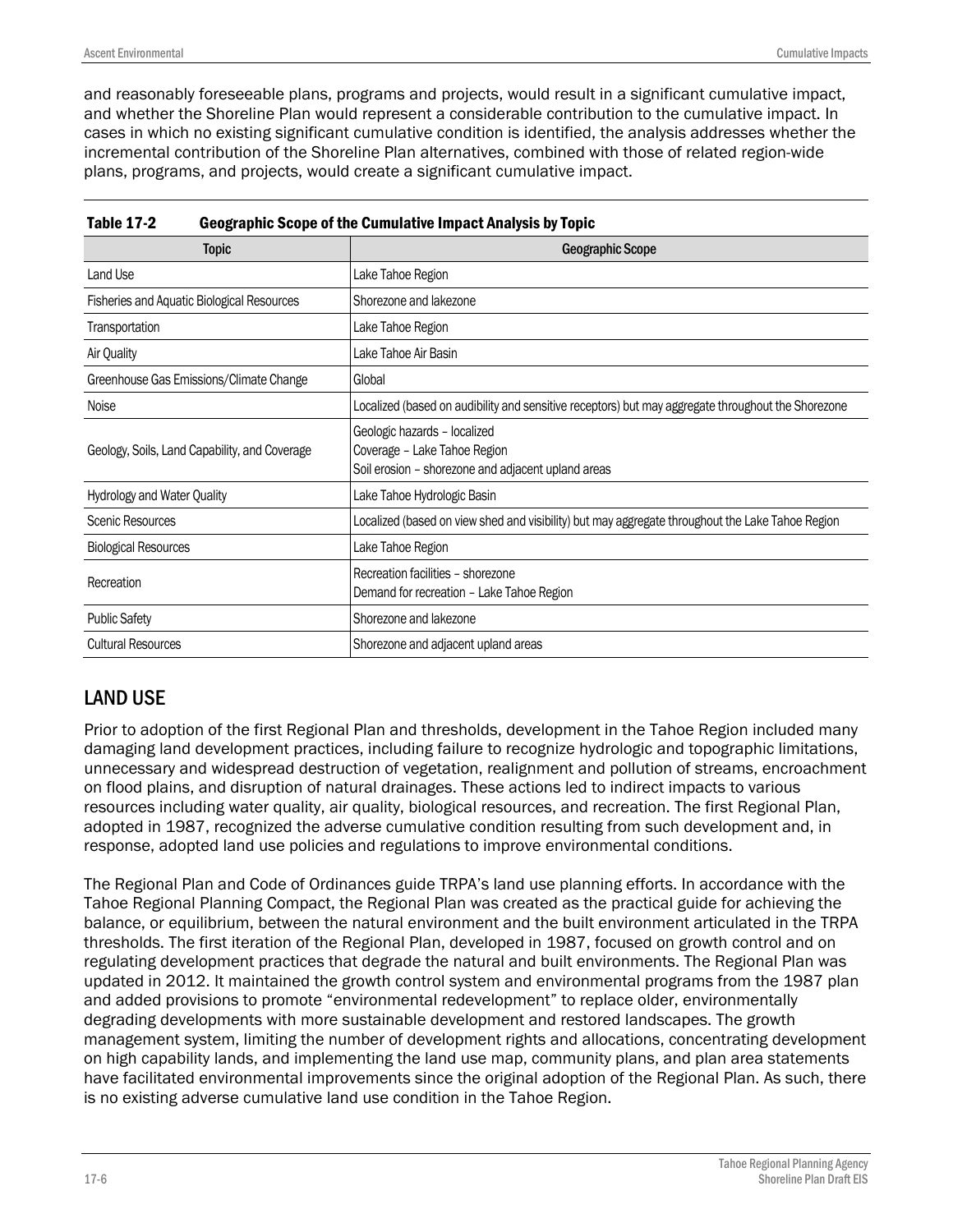and reasonably foreseeable plans, programs and projects, would result in a significant cumulative impact, and whether the Shoreline Plan would represent a considerable contribution to the cumulative impact. In cases in which no existing significant cumulative condition is identified, the analysis addresses whether the incremental contribution of the Shoreline Plan alternatives, combined with those of related region-wide plans, programs, and projects, would create a significant cumulative impact.

**Table 17-2 Geographic Scope of the Cumulative Impact Analysis by Topic**

| Topic | Geographic Scope |
|---|---|
| Land Use | Lake Tahoe Region |
| Fisheries and Aquatic Biological Resources | Shorezone and lakezone |
| Transportation | Lake Tahoe Region |
| Air Quality | Lake Tahoe Air Basin |
| Greenhouse Gas Emissions/Climate Change | Global |
| Noise | Localized (based on audibility and sensitive receptors) but may aggregate throughout the Shorezone |
| Geology, Soils, Land Capability, and Coverage | Geologic hazards – localized<br>Coverage – Lake Tahoe Region<br>Soil erosion – shorezone and adjacent upland areas |
| Hydrology and Water Quality | Lake Tahoe Hydrologic Basin |
| Scenic Resources | Localized (based on view shed and visibility) but may aggregate throughout the Lake Tahoe Region |
| Biological Resources | Lake Tahoe Region |
| Recreation | Recreation facilities – shorezone<br>Demand for recreation – Lake Tahoe Region |
| Public Safety | Shorezone and lakezone |
| Cultural Resources | Shorezone and adjacent upland areas |

## LAND USE

Prior to adoption of the first Regional Plan and thresholds, development in the Tahoe Region included many damaging land development practices, including failure to recognize hydrologic and topographic limitations, unnecessary and widespread destruction of vegetation, realignment and pollution of streams, encroachment on flood plains, and disruption of natural drainages. These actions led to indirect impacts to various resources including water quality, air quality, biological resources, and recreation. The first Regional Plan, adopted in 1987, recognized the adverse cumulative condition resulting from such development and, in response, adopted land use policies and regulations to improve environmental conditions.

The Regional Plan and Code of Ordinances guide TRPA's land use planning efforts. In accordance with the Tahoe Regional Planning Compact, the Regional Plan was created as the practical guide for achieving the balance, or equilibrium, between the natural environment and the built environment articulated in the TRPA thresholds. The first iteration of the Regional Plan, developed in 1987, focused on growth control and on regulating development practices that degrade the natural and built environments. The Regional Plan was updated in 2012. It maintained the growth control system and environmental programs from the 1987 plan and added provisions to promote "environmental redevelopment" to replace older, environmentally degrading developments with more sustainable development and restored landscapes. The growth management system, limiting the number of development rights and allocations, concentrating development on high capability lands, and implementing the land use map, community plans, and plan area statements have facilitated environmental improvements since the original adoption of the Regional Plan. As such, there is no existing adverse cumulative land use condition in the Tahoe Region.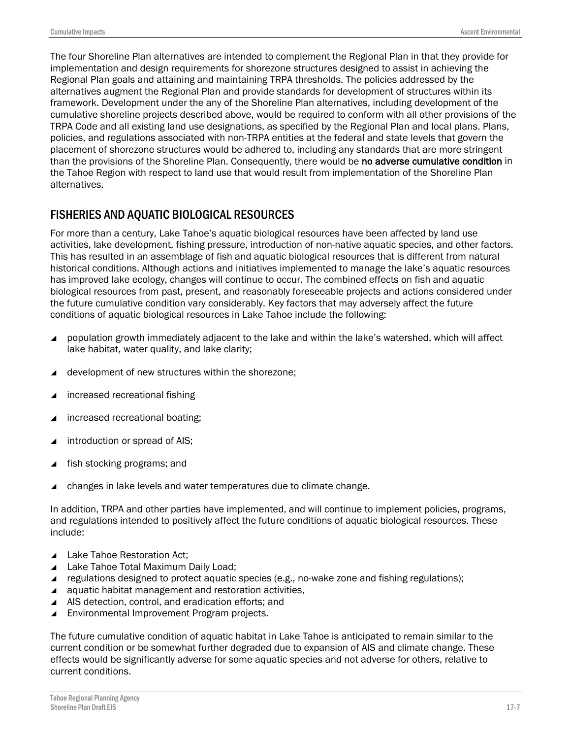The four Shoreline Plan alternatives are intended to complement the Regional Plan in that they provide for implementation and design requirements for shorezone structures designed to assist in achieving the Regional Plan goals and attaining and maintaining TRPA thresholds. The policies addressed by the alternatives augment the Regional Plan and provide standards for development of structures within its framework. Development under the any of the Shoreline Plan alternatives, including development of the cumulative shoreline projects described above, would be required to conform with all other provisions of the TRPA Code and all existing land use designations, as specified by the Regional Plan and local plans. Plans, policies, and regulations associated with non-TRPA entities at the federal and state levels that govern the placement of shorezone structures would be adhered to, including any standards that are more stringent than the provisions of the Shoreline Plan. Consequently, there would be **no adverse cumulative condition** in the Tahoe Region with respect to land use that would result from implementation of the Shoreline Plan alternatives.

## FISHERIES AND AQUATIC BIOLOGICAL RESOURCES

For more than a century, Lake Tahoe's aquatic biological resources have been affected by land use activities, lake development, fishing pressure, introduction of non-native aquatic species, and other factors. This has resulted in an assemblage of fish and aquatic biological resources that is different from natural historical conditions. Although actions and initiatives implemented to manage the lake's aquatic resources has improved lake ecology, changes will continue to occur. The combined effects on fish and aquatic biological resources from past, present, and reasonably foreseeable projects and actions considered under the future cumulative condition vary considerably. Key factors that may adversely affect the future conditions of aquatic biological resources in Lake Tahoe include the following:

- population growth immediately adjacent to the lake and within the lake's watershed, which will affect lake habitat, water quality, and lake clarity;
- development of new structures within the shorezone;
- increased recreational fishing
- increased recreational boating;
- introduction or spread of AIS;
- fish stocking programs; and
- changes in lake levels and water temperatures due to climate change.

In addition, TRPA and other parties have implemented, and will continue to implement policies, programs, and regulations intended to positively affect the future conditions of aquatic biological resources. These include:

- Lake Tahoe Restoration Act;
- Lake Tahoe Total Maximum Daily Load;
- regulations designed to protect aquatic species (e.g., no-wake zone and fishing regulations);
- aquatic habitat management and restoration activities,
- AIS detection, control, and eradication efforts; and
- Environmental Improvement Program projects.

The future cumulative condition of aquatic habitat in Lake Tahoe is anticipated to remain similar to the current condition or be somewhat further degraded due to expansion of AIS and climate change. These effects would be significantly adverse for some aquatic species and not adverse for others, relative to current conditions.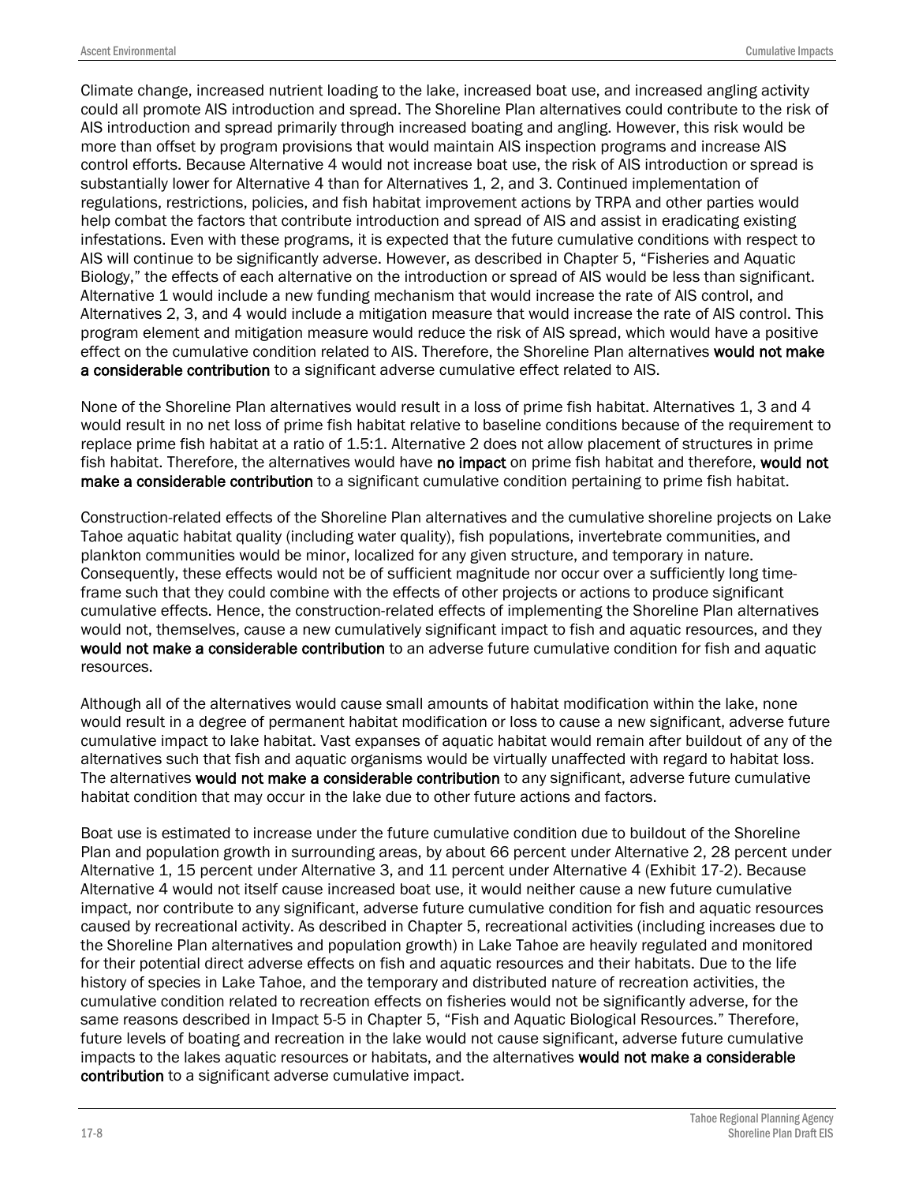Climate change, increased nutrient loading to the lake, increased boat use, and increased angling activity could all promote AIS introduction and spread. The Shoreline Plan alternatives could contribute to the risk of AIS introduction and spread primarily through increased boating and angling. However, this risk would be more than offset by program provisions that would maintain AIS inspection programs and increase AIS control efforts. Because Alternative 4 would not increase boat use, the risk of AIS introduction or spread is substantially lower for Alternative 4 than for Alternatives 1, 2, and 3. Continued implementation of regulations, restrictions, policies, and fish habitat improvement actions by TRPA and other parties would help combat the factors that contribute introduction and spread of AIS and assist in eradicating existing infestations. Even with these programs, it is expected that the future cumulative conditions with respect to AIS will continue to be significantly adverse. However, as described in Chapter 5, "Fisheries and Aquatic Biology," the effects of each alternative on the introduction or spread of AIS would be less than significant. Alternative 1 would include a new funding mechanism that would increase the rate of AIS control, and Alternatives 2, 3, and 4 would include a mitigation measure that would increase the rate of AIS control. This program element and mitigation measure would reduce the risk of AIS spread, which would have a positive effect on the cumulative condition related to AIS. Therefore, the Shoreline Plan alternatives **would not make a considerable contribution** to a significant adverse cumulative effect related to AIS.

None of the Shoreline Plan alternatives would result in a loss of prime fish habitat. Alternatives 1, 3 and 4 would result in no net loss of prime fish habitat relative to baseline conditions because of the requirement to replace prime fish habitat at a ratio of 1.5:1. Alternative 2 does not allow placement of structures in prime fish habitat. Therefore, the alternatives would have **no impact** on prime fish habitat and therefore, **would not make a considerable contribution** to a significant cumulative condition pertaining to prime fish habitat.

Construction-related effects of the Shoreline Plan alternatives and the cumulative shoreline projects on Lake Tahoe aquatic habitat quality (including water quality), fish populations, invertebrate communities, and plankton communities would be minor, localized for any given structure, and temporary in nature. Consequently, these effects would not be of sufficient magnitude nor occur over a sufficiently long time-frame such that they could combine with the effects of other projects or actions to produce significant cumulative effects. Hence, the construction-related effects of implementing the Shoreline Plan alternatives would not, themselves, cause a new cumulatively significant impact to fish and aquatic resources, and they **would not make a considerable contribution** to an adverse future cumulative condition for fish and aquatic resources.

Although all of the alternatives would cause small amounts of habitat modification within the lake, none would result in a degree of permanent habitat modification or loss to cause a new significant, adverse future cumulative impact to lake habitat. Vast expanses of aquatic habitat would remain after buildout of any of the alternatives such that fish and aquatic organisms would be virtually unaffected with regard to habitat loss. The alternatives **would not make a considerable contribution** to any significant, adverse future cumulative habitat condition that may occur in the lake due to other future actions and factors.

Boat use is estimated to increase under the future cumulative condition due to buildout of the Shoreline Plan and population growth in surrounding areas, by about 66 percent under Alternative 2, 28 percent under Alternative 1, 15 percent under Alternative 3, and 11 percent under Alternative 4 (Exhibit 17-2). Because Alternative 4 would not itself cause increased boat use, it would neither cause a new future cumulative impact, nor contribute to any significant, adverse future cumulative condition for fish and aquatic resources caused by recreational activity. As described in Chapter 5, recreational activities (including increases due to the Shoreline Plan alternatives and population growth) in Lake Tahoe are heavily regulated and monitored for their potential direct adverse effects on fish and aquatic resources and their habitats. Due to the life history of species in Lake Tahoe, and the temporary and distributed nature of recreation activities, the cumulative condition related to recreation effects on fisheries would not be significantly adverse, for the same reasons described in Impact 5-5 in Chapter 5, "Fish and Aquatic Biological Resources." Therefore, future levels of boating and recreation in the lake would not cause significant, adverse future cumulative impacts to the lakes aquatic resources or habitats, and the alternatives **would not make a considerable contribution** to a significant adverse cumulative impact.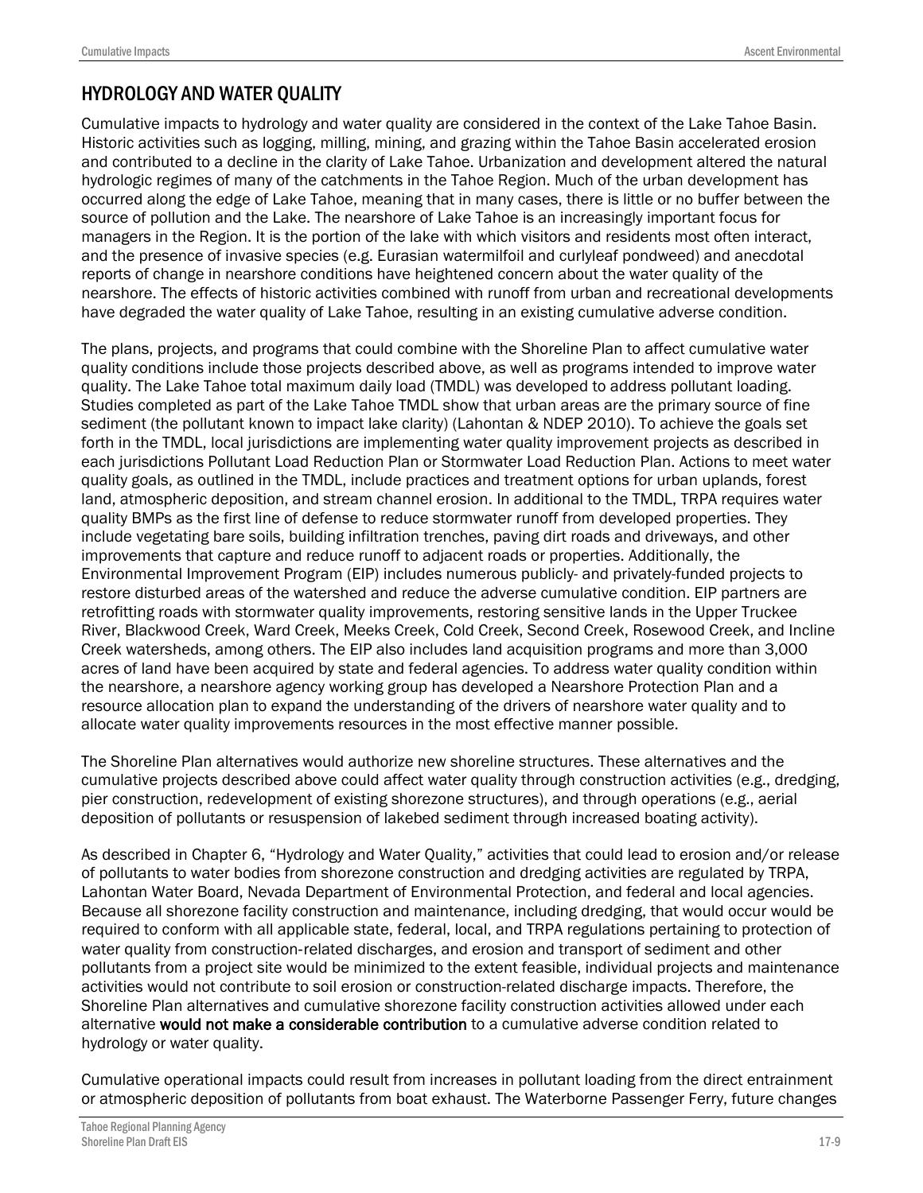## HYDROLOGY AND WATER QUALITY

Cumulative impacts to hydrology and water quality are considered in the context of the Lake Tahoe Basin. Historic activities such as logging, milling, mining, and grazing within the Tahoe Basin accelerated erosion and contributed to a decline in the clarity of Lake Tahoe. Urbanization and development altered the natural hydrologic regimes of many of the catchments in the Tahoe Region. Much of the urban development has occurred along the edge of Lake Tahoe, meaning that in many cases, there is little or no buffer between the source of pollution and the Lake. The nearshore of Lake Tahoe is an increasingly important focus for managers in the Region. It is the portion of the lake with which visitors and residents most often interact, and the presence of invasive species (e.g. Eurasian watermilfoil and curlyleaf pondweed) and anecdotal reports of change in nearshore conditions have heightened concern about the water quality of the nearshore. The effects of historic activities combined with runoff from urban and recreational developments have degraded the water quality of Lake Tahoe, resulting in an existing cumulative adverse condition.

The plans, projects, and programs that could combine with the Shoreline Plan to affect cumulative water quality conditions include those projects described above, as well as programs intended to improve water quality. The Lake Tahoe total maximum daily load (TMDL) was developed to address pollutant loading. Studies completed as part of the Lake Tahoe TMDL show that urban areas are the primary source of fine sediment (the pollutant known to impact lake clarity) (Lahontan & NDEP 2010). To achieve the goals set forth in the TMDL, local jurisdictions are implementing water quality improvement projects as described in each jurisdictions Pollutant Load Reduction Plan or Stormwater Load Reduction Plan. Actions to meet water quality goals, as outlined in the TMDL, include practices and treatment options for urban uplands, forest land, atmospheric deposition, and stream channel erosion. In additional to the TMDL, TRPA requires water quality BMPs as the first line of defense to reduce stormwater runoff from developed properties. They include vegetating bare soils, building infiltration trenches, paving dirt roads and driveways, and other improvements that capture and reduce runoff to adjacent roads or properties. Additionally, the Environmental Improvement Program (EIP) includes numerous publicly- and privately-funded projects to restore disturbed areas of the watershed and reduce the adverse cumulative condition. EIP partners are retrofitting roads with stormwater quality improvements, restoring sensitive lands in the Upper Truckee River, Blackwood Creek, Ward Creek, Meeks Creek, Cold Creek, Second Creek, Rosewood Creek, and Incline Creek watersheds, among others. The EIP also includes land acquisition programs and more than 3,000 acres of land have been acquired by state and federal agencies. To address water quality condition within the nearshore, a nearshore agency working group has developed a Nearshore Protection Plan and a resource allocation plan to expand the understanding of the drivers of nearshore water quality and to allocate water quality improvements resources in the most effective manner possible.

The Shoreline Plan alternatives would authorize new shoreline structures. These alternatives and the cumulative projects described above could affect water quality through construction activities (e.g., dredging, pier construction, redevelopment of existing shorezone structures), and through operations (e.g., aerial deposition of pollutants or resuspension of lakebed sediment through increased boating activity).

As described in Chapter 6, "Hydrology and Water Quality," activities that could lead to erosion and/or release of pollutants to water bodies from shorezone construction and dredging activities are regulated by TRPA, Lahontan Water Board, Nevada Department of Environmental Protection, and federal and local agencies. Because all shorezone facility construction and maintenance, including dredging, that would occur would be required to conform with all applicable state, federal, local, and TRPA regulations pertaining to protection of water quality from construction-related discharges, and erosion and transport of sediment and other pollutants from a project site would be minimized to the extent feasible, individual projects and maintenance activities would not contribute to soil erosion or construction-related discharge impacts. Therefore, the Shoreline Plan alternatives and cumulative shorezone facility construction activities allowed under each alternative **would not make a considerable contribution** to a cumulative adverse condition related to hydrology or water quality.

Cumulative operational impacts could result from increases in pollutant loading from the direct entrainment or atmospheric deposition of pollutants from boat exhaust. The Waterborne Passenger Ferry, future changes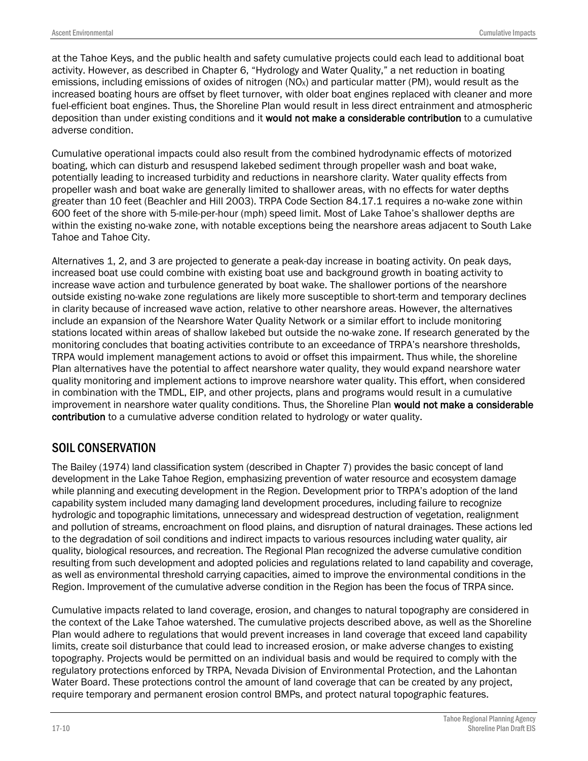at the Tahoe Keys, and the public health and safety cumulative projects could each lead to additional boat activity. However, as described in Chapter 6, "Hydrology and Water Quality," a net reduction in boating emissions, including emissions of oxides of nitrogen ($NO_X$) and particular matter (PM), would result as the increased boating hours are offset by fleet turnover, with older boat engines replaced with cleaner and more fuel-efficient boat engines. Thus, the Shoreline Plan would result in less direct entrainment and atmospheric deposition than under existing conditions and it **would not make a considerable contribution** to a cumulative adverse condition.

Cumulative operational impacts could also result from the combined hydrodynamic effects of motorized boating, which can disturb and resuspend lakebed sediment through propeller wash and boat wake, potentially leading to increased turbidity and reductions in nearshore clarity. Water quality effects from propeller wash and boat wake are generally limited to shallower areas, with no effects for water depths greater than 10 feet (Beachler and Hill 2003). TRPA Code Section 84.17.1 requires a no-wake zone within 600 feet of the shore with 5-mile-per-hour (mph) speed limit. Most of Lake Tahoe's shallower depths are within the existing no-wake zone, with notable exceptions being the nearshore areas adjacent to South Lake Tahoe and Tahoe City.

Alternatives 1, 2, and 3 are projected to generate a peak-day increase in boating activity. On peak days, increased boat use could combine with existing boat use and background growth in boating activity to increase wave action and turbulence generated by boat wake. The shallower portions of the nearshore outside existing no-wake zone regulations are likely more susceptible to short-term and temporary declines in clarity because of increased wave action, relative to other nearshore areas. However, the alternatives include an expansion of the Nearshore Water Quality Network or a similar effort to include monitoring stations located within areas of shallow lakebed but outside the no-wake zone. If research generated by the monitoring concludes that boating activities contribute to an exceedance of TRPA's nearshore thresholds, TRPA would implement management actions to avoid or offset this impairment. Thus while, the shoreline Plan alternatives have the potential to affect nearshore water quality, they would expand nearshore water quality monitoring and implement actions to improve nearshore water quality. This effort, when considered in combination with the TMDL, EIP, and other projects, plans and programs would result in a cumulative improvement in nearshore water quality conditions. Thus, the Shoreline Plan **would not make a considerable contribution** to a cumulative adverse condition related to hydrology or water quality.

## SOIL CONSERVATION

The Bailey (1974) land classification system (described in Chapter 7) provides the basic concept of land development in the Lake Tahoe Region, emphasizing prevention of water resource and ecosystem damage while planning and executing development in the Region. Development prior to TRPA's adoption of the land capability system included many damaging land development procedures, including failure to recognize hydrologic and topographic limitations, unnecessary and widespread destruction of vegetation, realignment and pollution of streams, encroachment on flood plains, and disruption of natural drainages. These actions led to the degradation of soil conditions and indirect impacts to various resources including water quality, air quality, biological resources, and recreation. The Regional Plan recognized the adverse cumulative condition resulting from such development and adopted policies and regulations related to land capability and coverage, as well as environmental threshold carrying capacities, aimed to improve the environmental conditions in the Region. Improvement of the cumulative adverse condition in the Region has been the focus of TRPA since.

Cumulative impacts related to land coverage, erosion, and changes to natural topography are considered in the context of the Lake Tahoe watershed. The cumulative projects described above, as well as the Shoreline Plan would adhere to regulations that would prevent increases in land coverage that exceed land capability limits, create soil disturbance that could lead to increased erosion, or make adverse changes to existing topography. Projects would be permitted on an individual basis and would be required to comply with the regulatory protections enforced by TRPA, Nevada Division of Environmental Protection, and the Lahontan Water Board. These protections control the amount of land coverage that can be created by any project, require temporary and permanent erosion control BMPs, and protect natural topographic features.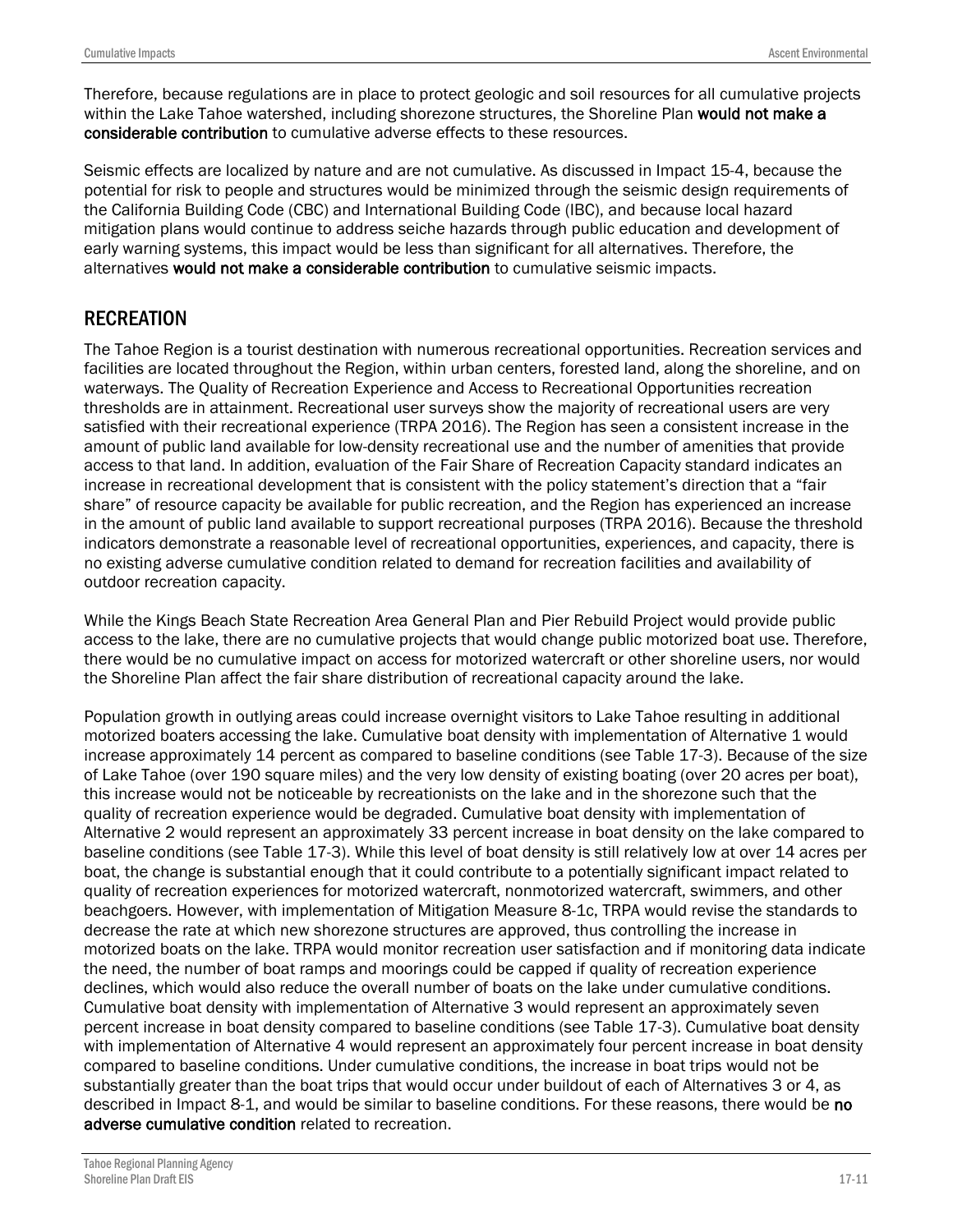Therefore, because regulations are in place to protect geologic and soil resources for all cumulative projects within the Lake Tahoe watershed, including shorezone structures, the Shoreline Plan **would not make a considerable contribution** to cumulative adverse effects to these resources.

Seismic effects are localized by nature and are not cumulative. As discussed in Impact 15-4, because the potential for risk to people and structures would be minimized through the seismic design requirements of the California Building Code (CBC) and International Building Code (IBC), and because local hazard mitigation plans would continue to address seiche hazards through public education and development of early warning systems, this impact would be less than significant for all alternatives. Therefore, the alternatives **would not make a considerable contribution** to cumulative seismic impacts.

## RECREATION

The Tahoe Region is a tourist destination with numerous recreational opportunities. Recreation services and facilities are located throughout the Region, within urban centers, forested land, along the shoreline, and on waterways. The Quality of Recreation Experience and Access to Recreational Opportunities recreation thresholds are in attainment. Recreational user surveys show the majority of recreational users are very satisfied with their recreational experience (TRPA 2016). The Region has seen a consistent increase in the amount of public land available for low-density recreational use and the number of amenities that provide access to that land. In addition, evaluation of the Fair Share of Recreation Capacity standard indicates an increase in recreational development that is consistent with the policy statement's direction that a "fair share" of resource capacity be available for public recreation, and the Region has experienced an increase in the amount of public land available to support recreational purposes (TRPA 2016). Because the threshold indicators demonstrate a reasonable level of recreational opportunities, experiences, and capacity, there is no existing adverse cumulative condition related to demand for recreation facilities and availability of outdoor recreation capacity.

While the Kings Beach State Recreation Area General Plan and Pier Rebuild Project would provide public access to the lake, there are no cumulative projects that would change public motorized boat use. Therefore, there would be no cumulative impact on access for motorized watercraft or other shoreline users, nor would the Shoreline Plan affect the fair share distribution of recreational capacity around the lake.

Population growth in outlying areas could increase overnight visitors to Lake Tahoe resulting in additional motorized boaters accessing the lake. Cumulative boat density with implementation of Alternative 1 would increase approximately 14 percent as compared to baseline conditions (see Table 17-3). Because of the size of Lake Tahoe (over 190 square miles) and the very low density of existing boating (over 20 acres per boat), this increase would not be noticeable by recreationists on the lake and in the shorezone such that the quality of recreation experience would be degraded. Cumulative boat density with implementation of Alternative 2 would represent an approximately 33 percent increase in boat density on the lake compared to baseline conditions (see Table 17-3). While this level of boat density is still relatively low at over 14 acres per boat, the change is substantial enough that it could contribute to a potentially significant impact related to quality of recreation experiences for motorized watercraft, nonmotorized watercraft, swimmers, and other beachgoers. However, with implementation of Mitigation Measure 8-1c, TRPA would revise the standards to decrease the rate at which new shorezone structures are approved, thus controlling the increase in motorized boats on the lake. TRPA would monitor recreation user satisfaction and if monitoring data indicate the need, the number of boat ramps and moorings could be capped if quality of recreation experience declines, which would also reduce the overall number of boats on the lake under cumulative conditions. Cumulative boat density with implementation of Alternative 3 would represent an approximately seven percent increase in boat density compared to baseline conditions (see Table 17-3). Cumulative boat density with implementation of Alternative 4 would represent an approximately four percent increase in boat density compared to baseline conditions. Under cumulative conditions, the increase in boat trips would not be substantially greater than the boat trips that would occur under buildout of each of Alternatives 3 or 4, as described in Impact 8-1, and would be similar to baseline conditions. For these reasons, there would be **no adverse cumulative condition** related to recreation.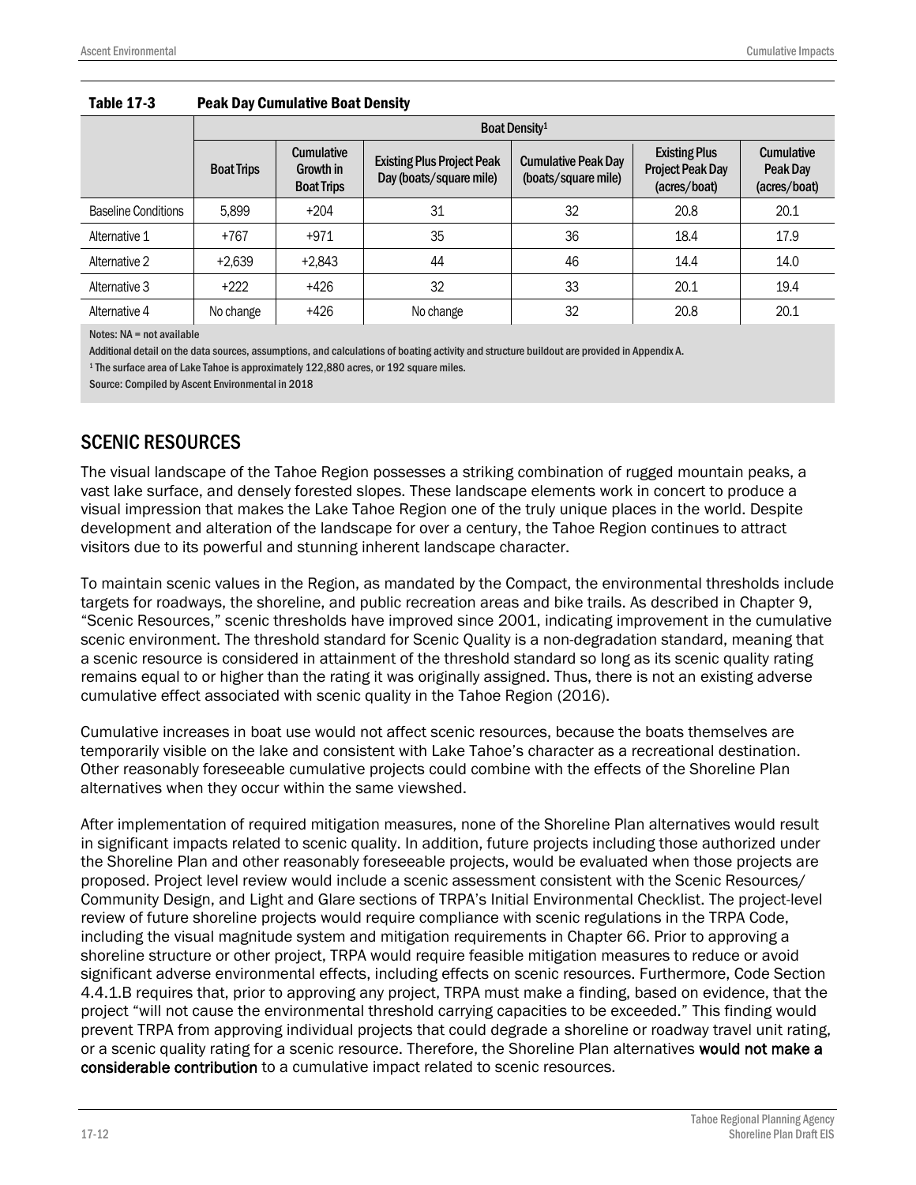**Table 17-3 Peak Day Cumulative Boat Density**

| | Boat Density[1] | | | | | |
|---|---|---|---|---|---|---|
| | Boat Trips | Cumulative Growth in Boat Trips | Existing Plus Project Peak Day (boats/square mile) | Cumulative Peak Day (boats/square mile) | Existing Plus Project Peak Day (acres/boat) | Cumulative Peak Day (acres/boat) |
| Baseline Conditions | 5,899 | +204 | 31 | 32 | 20.8 | 20.1 |
| Alternative 1 | +767 | +971 | 35 | 36 | 18.4 | 17.9 |
| Alternative 2 | +2,639 | +2,843 | 44 | 46 | 14.4 | 14.0 |
| Alternative 3 | +222 | +426 | 32 | 33 | 20.1 | 19.4 |
| Alternative 4 | No change | +426 | No change | 32 | 20.8 | 20.1 |

Notes: NA = not available

Additional detail on the data sources, assumptions, and calculations of boating activity and structure buildout are provided in Appendix A.

[1] The surface area of Lake Tahoe is approximately 122,880 acres, or 192 square miles.

Source: Compiled by Ascent Environmental in 2018

## SCENIC RESOURCES

The visual landscape of the Tahoe Region possesses a striking combination of rugged mountain peaks, a vast lake surface, and densely forested slopes. These landscape elements work in concert to produce a visual impression that makes the Lake Tahoe Region one of the truly unique places in the world. Despite development and alteration of the landscape for over a century, the Tahoe Region continues to attract visitors due to its powerful and stunning inherent landscape character.

To maintain scenic values in the Region, as mandated by the Compact, the environmental thresholds include targets for roadways, the shoreline, and public recreation areas and bike trails. As described in Chapter 9, "Scenic Resources," scenic thresholds have improved since 2001, indicating improvement in the cumulative scenic environment. The threshold standard for Scenic Quality is a non-degradation standard, meaning that a scenic resource is considered in attainment of the threshold standard so long as its scenic quality rating remains equal to or higher than the rating it was originally assigned. Thus, there is not an existing adverse cumulative effect associated with scenic quality in the Tahoe Region (2016).

Cumulative increases in boat use would not affect scenic resources, because the boats themselves are temporarily visible on the lake and consistent with Lake Tahoe's character as a recreational destination. Other reasonably foreseeable cumulative projects could combine with the effects of the Shoreline Plan alternatives when they occur within the same viewshed.

After implementation of required mitigation measures, none of the Shoreline Plan alternatives would result in significant impacts related to scenic quality. In addition, future projects including those authorized under the Shoreline Plan and other reasonably foreseeable projects, would be evaluated when those projects are proposed. Project level review would include a scenic assessment consistent with the Scenic Resources/ Community Design, and Light and Glare sections of TRPA's Initial Environmental Checklist. The project-level review of future shoreline projects would require compliance with scenic regulations in the TRPA Code, including the visual magnitude system and mitigation requirements in Chapter 66. Prior to approving a shoreline structure or other project, TRPA would require feasible mitigation measures to reduce or avoid significant adverse environmental effects, including effects on scenic resources. Furthermore, Code Section 4.4.1.B requires that, prior to approving any project, TRPA must make a finding, based on evidence, that the project "will not cause the environmental threshold carrying capacities to be exceeded." This finding would prevent TRPA from approving individual projects that could degrade a shoreline or roadway travel unit rating, or a scenic quality rating for a scenic resource. Therefore, the Shoreline Plan alternatives **would not make a considerable contribution** to a cumulative impact related to scenic resources.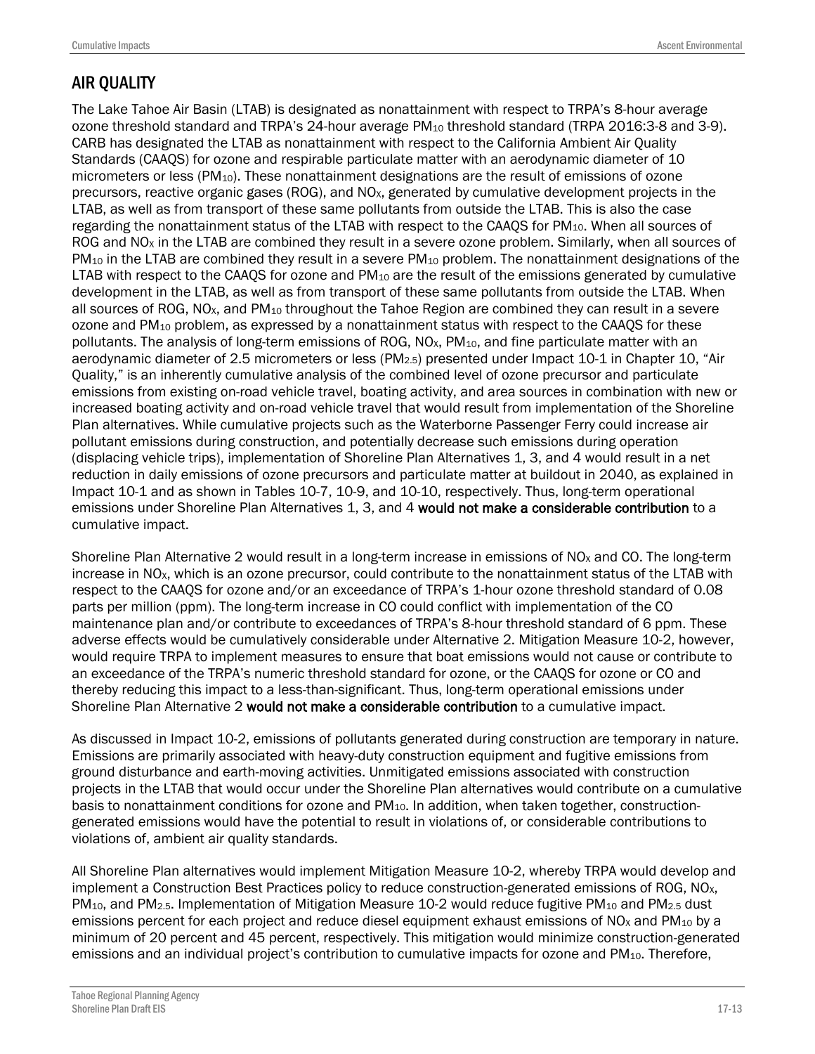## AIR QUALITY

The Lake Tahoe Air Basin (LTAB) is designated as nonattainment with respect to TRPA's 8-hour average ozone threshold standard and TRPA's 24-hour average $PM_{10}$ threshold standard (TRPA 2016:3-8 and 3-9). CARB has designated the LTAB as nonattainment with respect to the California Ambient Air Quality Standards (CAAQS) for ozone and respirable particulate matter with an aerodynamic diameter of 10 micrometers or less ($PM_{10}$). These nonattainment designations are the result of emissions of ozone precursors, reactive organic gases (ROG), and $NO_X$, generated by cumulative development projects in the LTAB, as well as from transport of these same pollutants from outside the LTAB. This is also the case regarding the nonattainment status of the LTAB with respect to the CAAQS for $PM_{10}$. When all sources of ROG and $NO_X$ in the LTAB are combined they result in a severe ozone problem. Similarly, when all sources of $PM_{10}$ in the LTAB are combined they result in a severe $PM_{10}$ problem. The nonattainment designations of the LTAB with respect to the CAAQS for ozone and $PM_{10}$ are the result of the emissions generated by cumulative development in the LTAB, as well as from transport of these same pollutants from outside the LTAB. When all sources of ROG, $NO_X$, and $PM_{10}$ throughout the Tahoe Region are combined they can result in a severe ozone and $PM_{10}$ problem, as expressed by a nonattainment status with respect to the CAAQS for these pollutants. The analysis of long-term emissions of ROG, $NO_X$, $PM_{10}$, and fine particulate matter with an aerodynamic diameter of 2.5 micrometers or less ($PM_{2.5}$) presented under Impact 10-1 in Chapter 10, "Air Quality," is an inherently cumulative analysis of the combined level of ozone precursor and particulate emissions from existing on-road vehicle travel, boating activity, and area sources in combination with new or increased boating activity and on-road vehicle travel that would result from implementation of the Shoreline Plan alternatives. While cumulative projects such as the Waterborne Passenger Ferry could increase air pollutant emissions during construction, and potentially decrease such emissions during operation (displacing vehicle trips), implementation of Shoreline Plan Alternatives 1, 3, and 4 would result in a net reduction in daily emissions of ozone precursors and particulate matter at buildout in 2040, as explained in Impact 10-1 and as shown in Tables 10-7, 10-9, and 10-10, respectively. Thus, long-term operational emissions under Shoreline Plan Alternatives 1, 3, and 4 **would not make a considerable contribution** to a cumulative impact.

Shoreline Plan Alternative 2 would result in a long-term increase in emissions of $NO_X$ and CO. The long-term increase in $NO_X$, which is an ozone precursor, could contribute to the nonattainment status of the LTAB with respect to the CAAQS for ozone and/or an exceedance of TRPA's 1-hour ozone threshold standard of 0.08 parts per million (ppm). The long-term increase in CO could conflict with implementation of the CO maintenance plan and/or contribute to exceedances of TRPA's 8-hour threshold standard of 6 ppm. These adverse effects would be cumulatively considerable under Alternative 2. Mitigation Measure 10-2, however, would require TRPA to implement measures to ensure that boat emissions would not cause or contribute to an exceedance of the TRPA's numeric threshold standard for ozone, or the CAAQS for ozone or CO and thereby reducing this impact to a less-than-significant. Thus, long-term operational emissions under Shoreline Plan Alternative 2 **would not make a considerable contribution** to a cumulative impact.

As discussed in Impact 10-2, emissions of pollutants generated during construction are temporary in nature. Emissions are primarily associated with heavy-duty construction equipment and fugitive emissions from ground disturbance and earth-moving activities. Unmitigated emissions associated with construction projects in the LTAB that would occur under the Shoreline Plan alternatives would contribute on a cumulative basis to nonattainment conditions for ozone and $PM_{10}$. In addition, when taken together, construction-generated emissions would have the potential to result in violations of, or considerable contributions to violations of, ambient air quality standards.

All Shoreline Plan alternatives would implement Mitigation Measure 10-2, whereby TRPA would develop and implement a Construction Best Practices policy to reduce construction-generated emissions of ROG, $NO_X$, $PM_{10}$, and $PM_{2.5}$. Implementation of Mitigation Measure 10-2 would reduce fugitive $PM_{10}$ and $PM_{2.5}$ dust emissions percent for each project and reduce diesel equipment exhaust emissions of $NO_X$ and $PM_{10}$ by a minimum of 20 percent and 45 percent, respectively. This mitigation would minimize construction-generated emissions and an individual project's contribution to cumulative impacts for ozone and $PM_{10}$. Therefore,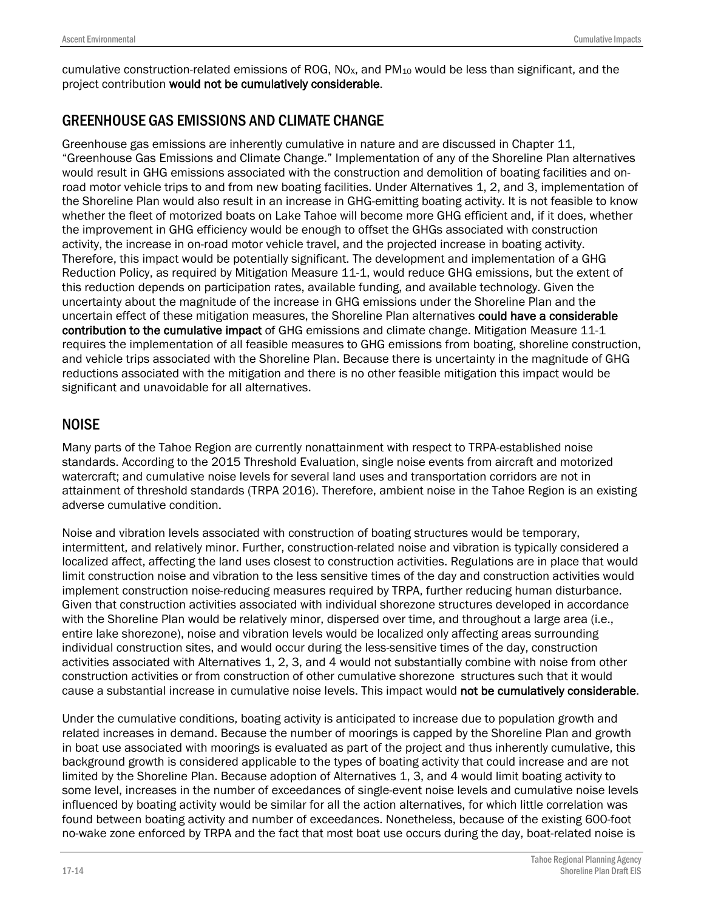cumulative construction-related emissions of ROG, $NO_X$, and $PM_{10}$ would be less than significant, and the project contribution **would not be cumulatively considerable**.

## GREENHOUSE GAS EMISSIONS AND CLIMATE CHANGE

Greenhouse gas emissions are inherently cumulative in nature and are discussed in Chapter 11, "Greenhouse Gas Emissions and Climate Change." Implementation of any of the Shoreline Plan alternatives would result in GHG emissions associated with the construction and demolition of boating facilities and on-road motor vehicle trips to and from new boating facilities. Under Alternatives 1, 2, and 3, implementation of the Shoreline Plan would also result in an increase in GHG-emitting boating activity. It is not feasible to know whether the fleet of motorized boats on Lake Tahoe will become more GHG efficient and, if it does, whether the improvement in GHG efficiency would be enough to offset the GHGs associated with construction activity, the increase in on-road motor vehicle travel, and the projected increase in boating activity. Therefore, this impact would be potentially significant. The development and implementation of a GHG Reduction Policy, as required by Mitigation Measure 11-1, would reduce GHG emissions, but the extent of this reduction depends on participation rates, available funding, and available technology. Given the uncertainty about the magnitude of the increase in GHG emissions under the Shoreline Plan and the uncertain effect of these mitigation measures, the Shoreline Plan alternatives **could have a considerable contribution to the cumulative impact** of GHG emissions and climate change. Mitigation Measure 11-1 requires the implementation of all feasible measures to GHG emissions from boating, shoreline construction, and vehicle trips associated with the Shoreline Plan. Because there is uncertainty in the magnitude of GHG reductions associated with the mitigation and there is no other feasible mitigation this impact would be significant and unavoidable for all alternatives.

## NOISE

Many parts of the Tahoe Region are currently nonattainment with respect to TRPA-established noise standards. According to the 2015 Threshold Evaluation, single noise events from aircraft and motorized watercraft; and cumulative noise levels for several land uses and transportation corridors are not in attainment of threshold standards (TRPA 2016). Therefore, ambient noise in the Tahoe Region is an existing adverse cumulative condition.

Noise and vibration levels associated with construction of boating structures would be temporary, intermittent, and relatively minor. Further, construction-related noise and vibration is typically considered a localized affect, affecting the land uses closest to construction activities. Regulations are in place that would limit construction noise and vibration to the less sensitive times of the day and construction activities would implement construction noise-reducing measures required by TRPA, further reducing human disturbance. Given that construction activities associated with individual shorezone structures developed in accordance with the Shoreline Plan would be relatively minor, dispersed over time, and throughout a large area (i.e., entire lake shorezone), noise and vibration levels would be localized only affecting areas surrounding individual construction sites, and would occur during the less-sensitive times of the day, construction activities associated with Alternatives 1, 2, 3, and 4 would not substantially combine with noise from other construction activities or from construction of other cumulative shorezone structures such that it would cause a substantial increase in cumulative noise levels. This impact would **not be cumulatively considerable**.

Under the cumulative conditions, boating activity is anticipated to increase due to population growth and related increases in demand. Because the number of moorings is capped by the Shoreline Plan and growth in boat use associated with moorings is evaluated as part of the project and thus inherently cumulative, this background growth is considered applicable to the types of boating activity that could increase and are not limited by the Shoreline Plan. Because adoption of Alternatives 1, 3, and 4 would limit boating activity to some level, increases in the number of exceedances of single-event noise levels and cumulative noise levels influenced by boating activity would be similar for all the action alternatives, for which little correlation was found between boating activity and number of exceedances. Nonetheless, because of the existing 600-foot no-wake zone enforced by TRPA and the fact that most boat use occurs during the day, boat-related noise is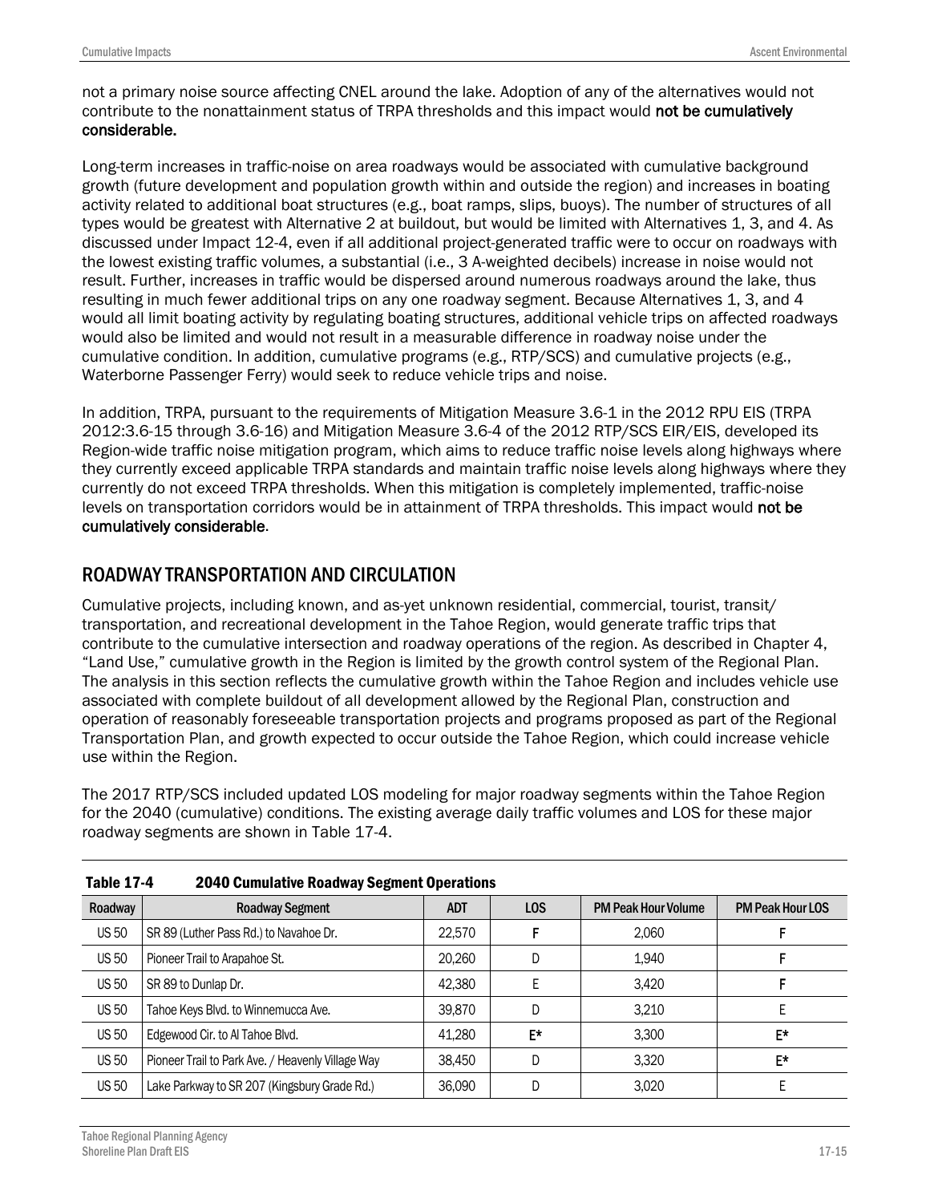not a primary noise source affecting CNEL around the lake. Adoption of any of the alternatives would not contribute to the nonattainment status of TRPA thresholds and this impact would **not be cumulatively considerable.**

Long-term increases in traffic-noise on area roadways would be associated with cumulative background growth (future development and population growth within and outside the region) and increases in boating activity related to additional boat structures (e.g., boat ramps, slips, buoys). The number of structures of all types would be greatest with Alternative 2 at buildout, but would be limited with Alternatives 1, 3, and 4. As discussed under Impact 12-4, even if all additional project-generated traffic were to occur on roadways with the lowest existing traffic volumes, a substantial (i.e., 3 A-weighted decibels) increase in noise would not result. Further, increases in traffic would be dispersed around numerous roadways around the lake, thus resulting in much fewer additional trips on any one roadway segment. Because Alternatives 1, 3, and 4 would all limit boating activity by regulating boating structures, additional vehicle trips on affected roadways would also be limited and would not result in a measurable difference in roadway noise under the cumulative condition. In addition, cumulative programs (e.g., RTP/SCS) and cumulative projects (e.g., Waterborne Passenger Ferry) would seek to reduce vehicle trips and noise.

In addition, TRPA, pursuant to the requirements of Mitigation Measure 3.6-1 in the 2012 RPU EIS (TRPA 2012:3.6-15 through 3.6-16) and Mitigation Measure 3.6-4 of the 2012 RTP/SCS EIR/EIS, developed its Region-wide traffic noise mitigation program, which aims to reduce traffic noise levels along highways where they currently exceed applicable TRPA standards and maintain traffic noise levels along highways where they currently do not exceed TRPA thresholds. When this mitigation is completely implemented, traffic-noise levels on transportation corridors would be in attainment of TRPA thresholds. This impact would **not be cumulatively considerable**.

## ROADWAY TRANSPORTATION AND CIRCULATION

Cumulative projects, including known, and as-yet unknown residential, commercial, tourist, transit/transportation, and recreational development in the Tahoe Region, would generate traffic trips that contribute to the cumulative intersection and roadway operations of the region. As described in Chapter 4, "Land Use," cumulative growth in the Region is limited by the growth control system of the Regional Plan. The analysis in this section reflects the cumulative growth within the Tahoe Region and includes vehicle use associated with complete buildout of all development allowed by the Regional Plan, construction and operation of reasonably foreseeable transportation projects and programs proposed as part of the Regional Transportation Plan, and growth expected to occur outside the Tahoe Region, which could increase vehicle use within the Region.

The 2017 RTP/SCS included updated LOS modeling for major roadway segments within the Tahoe Region for the 2040 (cumulative) conditions. The existing average daily traffic volumes and LOS for these major roadway segments are shown in Table 17-4.

**Table 17-4 2040 Cumulative Roadway Segment Operations**

| Roadway | Roadway Segment | ADT | LOS | PM Peak Hour Volume | PM Peak Hour LOS |
|---|---|---|---|---|---|
| US 50 | SR 89 (Luther Pass Rd.) to Navahoe Dr. | 22,570 | **F** | 2,060 | **F** |
| US 50 | Pioneer Trail to Arapahoe St. | 20,260 | D | 1,940 | **F** |
| US 50 | SR 89 to Dunlap Dr. | 42,380 | E | 3,420 | **F** |
| US 50 | Tahoe Keys Blvd. to Winnemucca Ave. | 39,870 | D | 3,210 | E |
| US 50 | Edgewood Cir. to Al Tahoe Blvd. | 41,280 | **E*** | 3,300 | **E*** |
| US 50 | Pioneer Trail to Park Ave. / Heavenly Village Way | 38,450 | D | 3,320 | **E*** |
| US 50 | Lake Parkway to SR 207 (Kingsbury Grade Rd.) | 36,090 | D | 3,020 | E |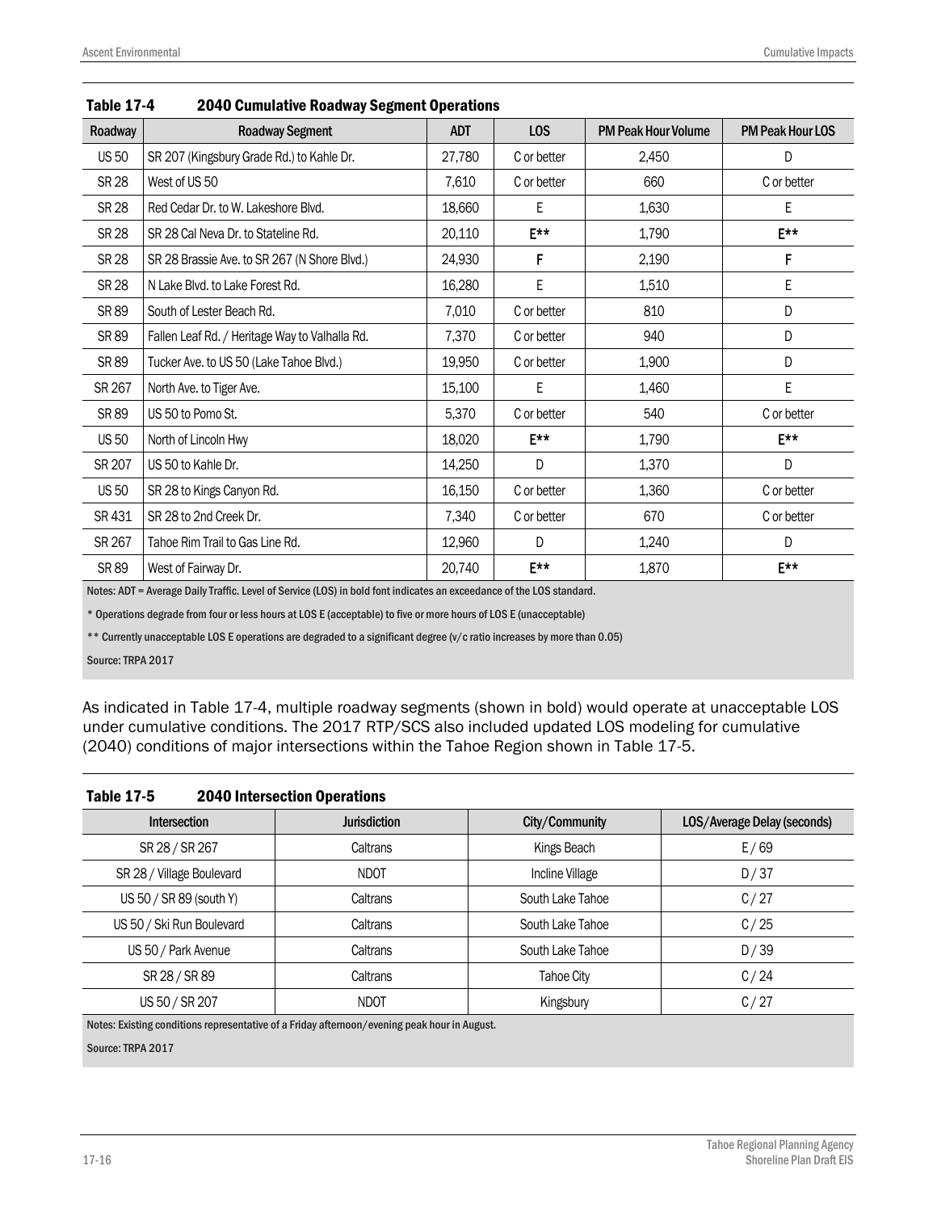**Table 17-4 2040 Cumulative Roadway Segment Operations**

| Roadway | Roadway Segment | ADT | LOS | PM Peak Hour Volume | PM Peak Hour LOS |
|---|---|---|---|---|---|
| US 50 | SR 207 (Kingsbury Grade Rd.) to Kahle Dr. | 27,780 | C or better | 2,450 | D |
| SR 28 | West of US 50 | 7,610 | C or better | 660 | C or better |
| SR 28 | Red Cedar Dr. to W. Lakeshore Blvd. | 18,660 | E | 1,630 | E |
| SR 28 | SR 28 Cal Neva Dr. to Stateline Rd. | 20,110 | **E**** | 1,790 | **E**** |
| SR 28 | SR 28 Brassie Ave. to SR 267 (N Shore Blvd.) | 24,930 | **F** | 2,190 | **F** |
| SR 28 | N Lake Blvd. to Lake Forest Rd. | 16,280 | E | 1,510 | E |
| SR 89 | South of Lester Beach Rd. | 7,010 | C or better | 810 | D |
| SR 89 | Fallen Leaf Rd. / Heritage Way to Valhalla Rd. | 7,370 | C or better | 940 | D |
| SR 89 | Tucker Ave. to US 50 (Lake Tahoe Blvd.) | 19,950 | C or better | 1,900 | D |
| SR 267 | North Ave. to Tiger Ave. | 15,100 | E | 1,460 | E |
| SR 89 | US 50 to Pomo St. | 5,370 | C or better | 540 | C or better |
| US 50 | North of Lincoln Hwy | 18,020 | **E**** | 1,790 | **E**** |
| SR 207 | US 50 to Kahle Dr. | 14,250 | D | 1,370 | D |
| US 50 | SR 28 to Kings Canyon Rd. | 16,150 | C or better | 1,360 | C or better |
| SR 431 | SR 28 to 2nd Creek Dr. | 7,340 | C or better | 670 | C or better |
| SR 267 | Tahoe Rim Trail to Gas Line Rd. | 12,960 | D | 1,240 | D |
| SR 89 | West of Fairway Dr. | 20,740 | **E**** | 1,870 | **E**** |

Notes: ADT = Average Daily Traffic. Level of Service (LOS) in bold font indicates an exceedance of the LOS standard.

* Operations degrade from four or less hours at LOS E (acceptable) to five or more hours of LOS E (unacceptable)

** Currently unacceptable LOS E operations are degraded to a significant degree (v/c ratio increases by more than 0.05)

Source: TRPA 2017

As indicated in Table 17-4, multiple roadway segments (shown in bold) would operate at unacceptable LOS under cumulative conditions. The 2017 RTP/SCS also included updated LOS modeling for cumulative (2040) conditions of major intersections within the Tahoe Region shown in Table 17-5.

**Table 17-5 2040 Intersection Operations**

| Intersection | Jurisdiction | City/Community | LOS/Average Delay (seconds) |
|---|---|---|---|
| SR 28 / SR 267 | Caltrans | Kings Beach | E / 69 |
| SR 28 / Village Boulevard | NDOT | Incline Village | D / 37 |
| US 50 / SR 89 (south Y) | Caltrans | South Lake Tahoe | C / 27 |
| US 50 / Ski Run Boulevard | Caltrans | South Lake Tahoe | C / 25 |
| US 50 / Park Avenue | Caltrans | South Lake Tahoe | D / 39 |
| SR 28 / SR 89 | Caltrans | Tahoe City | C / 24 |
| US 50 / SR 207 | NDOT | Kingsbury | C / 27 |

Notes: Existing conditions representative of a Friday afternoon/evening peak hour in August.

Source: TRPA 2017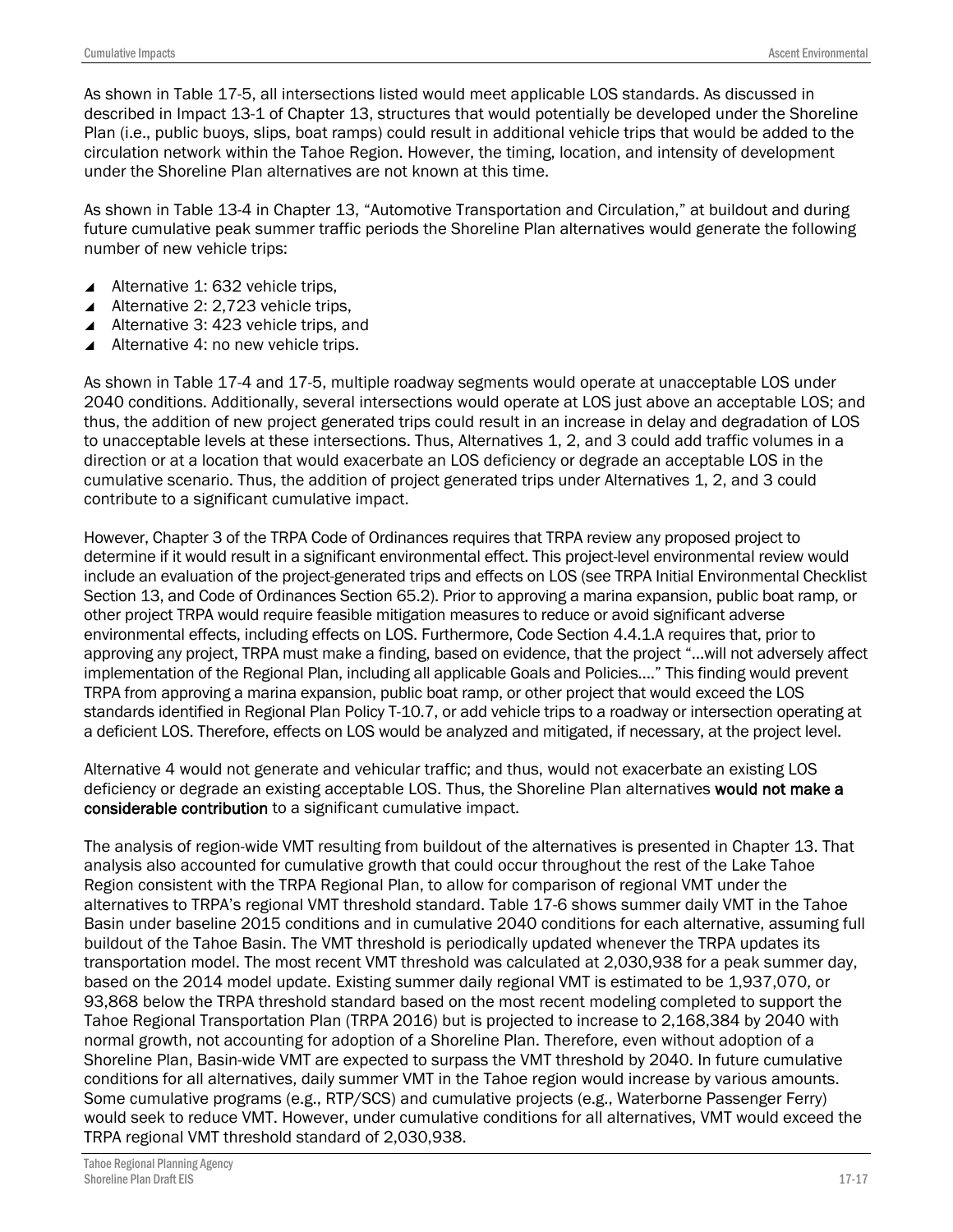As shown in Table 17-5, all intersections listed would meet applicable LOS standards. As discussed in described in Impact 13-1 of Chapter 13, structures that would potentially be developed under the Shoreline Plan (i.e., public buoys, slips, boat ramps) could result in additional vehicle trips that would be added to the circulation network within the Tahoe Region. However, the timing, location, and intensity of development under the Shoreline Plan alternatives are not known at this time.

As shown in Table 13-4 in Chapter 13, "Automotive Transportation and Circulation," at buildout and during future cumulative peak summer traffic periods the Shoreline Plan alternatives would generate the following number of new vehicle trips:

- Alternative 1: 632 vehicle trips,
- Alternative 2: 2,723 vehicle trips,
- Alternative 3: 423 vehicle trips, and
- Alternative 4: no new vehicle trips.

As shown in Table 17-4 and 17-5, multiple roadway segments would operate at unacceptable LOS under 2040 conditions. Additionally, several intersections would operate at LOS just above an acceptable LOS; and thus, the addition of new project generated trips could result in an increase in delay and degradation of LOS to unacceptable levels at these intersections. Thus, Alternatives 1, 2, and 3 could add traffic volumes in a direction or at a location that would exacerbate an LOS deficiency or degrade an acceptable LOS in the cumulative scenario. Thus, the addition of project generated trips under Alternatives 1, 2, and 3 could contribute to a significant cumulative impact.

However, Chapter 3 of the TRPA Code of Ordinances requires that TRPA review any proposed project to determine if it would result in a significant environmental effect. This project-level environmental review would include an evaluation of the project-generated trips and effects on LOS (see TRPA Initial Environmental Checklist Section 13, and Code of Ordinances Section 65.2). Prior to approving a marina expansion, public boat ramp, or other project TRPA would require feasible mitigation measures to reduce or avoid significant adverse environmental effects, including effects on LOS. Furthermore, Code Section 4.4.1.A requires that, prior to approving any project, TRPA must make a finding, based on evidence, that the project "…will not adversely affect implementation of the Regional Plan, including all applicable Goals and Policies…." This finding would prevent TRPA from approving a marina expansion, public boat ramp, or other project that would exceed the LOS standards identified in Regional Plan Policy T-10.7, or add vehicle trips to a roadway or intersection operating at a deficient LOS. Therefore, effects on LOS would be analyzed and mitigated, if necessary, at the project level.

Alternative 4 would not generate and vehicular traffic; and thus, would not exacerbate an existing LOS deficiency or degrade an existing acceptable LOS. Thus, the Shoreline Plan alternatives **would not make a considerable contribution** to a significant cumulative impact.

The analysis of region-wide VMT resulting from buildout of the alternatives is presented in Chapter 13. That analysis also accounted for cumulative growth that could occur throughout the rest of the Lake Tahoe Region consistent with the TRPA Regional Plan, to allow for comparison of regional VMT under the alternatives to TRPA's regional VMT threshold standard. Table 17-6 shows summer daily VMT in the Tahoe Basin under baseline 2015 conditions and in cumulative 2040 conditions for each alternative, assuming full buildout of the Tahoe Basin. The VMT threshold is periodically updated whenever the TRPA updates its transportation model. The most recent VMT threshold was calculated at 2,030,938 for a peak summer day, based on the 2014 model update. Existing summer daily regional VMT is estimated to be 1,937,070, or 93,868 below the TRPA threshold standard based on the most recent modeling completed to support the Tahoe Regional Transportation Plan (TRPA 2016) but is projected to increase to 2,168,384 by 2040 with normal growth, not accounting for adoption of a Shoreline Plan. Therefore, even without adoption of a Shoreline Plan, Basin-wide VMT are expected to surpass the VMT threshold by 2040. In future cumulative conditions for all alternatives, daily summer VMT in the Tahoe region would increase by various amounts. Some cumulative programs (e.g., RTP/SCS) and cumulative projects (e.g., Waterborne Passenger Ferry) would seek to reduce VMT. However, under cumulative conditions for all alternatives, VMT would exceed the TRPA regional VMT threshold standard of 2,030,938.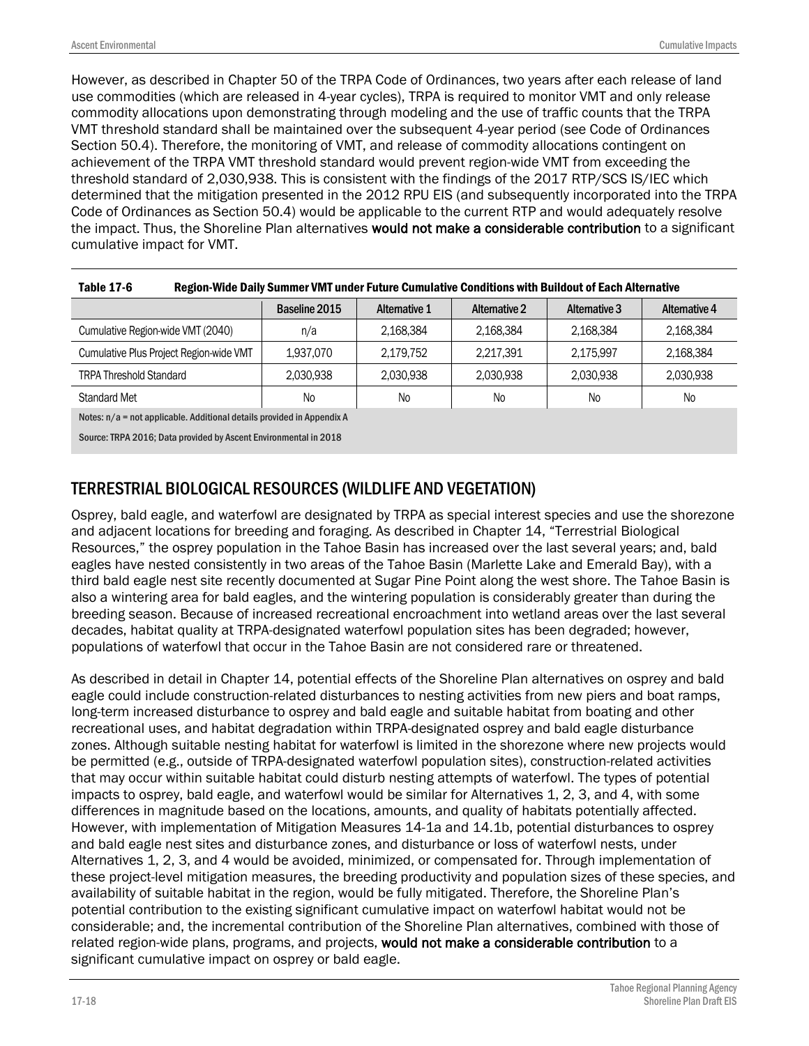However, as described in Chapter 50 of the TRPA Code of Ordinances, two years after each release of land use commodities (which are released in 4-year cycles), TRPA is required to monitor VMT and only release commodity allocations upon demonstrating through modeling and the use of traffic counts that the TRPA VMT threshold standard shall be maintained over the subsequent 4-year period (see Code of Ordinances Section 50.4). Therefore, the monitoring of VMT, and release of commodity allocations contingent on achievement of the TRPA VMT threshold standard would prevent region-wide VMT from exceeding the threshold standard of 2,030,938. This is consistent with the findings of the 2017 RTP/SCS IS/IEC which determined that the mitigation presented in the 2012 RPU EIS (and subsequently incorporated into the TRPA Code of Ordinances as Section 50.4) would be applicable to the current RTP and would adequately resolve the impact. Thus, the Shoreline Plan alternatives **would not make a considerable contribution** to a significant cumulative impact for VMT.

**Table 17-6 Region-Wide Daily Summer VMT under Future Cumulative Conditions with Buildout of Each Alternative**

| | Baseline 2015 | Alternative 1 | Alternative 2 | Alternative 3 | Alternative 4 |
|---|---|---|---|---|---|
| Cumulative Region-wide VMT (2040) | n/a | 2,168,384 | 2,168,384 | 2,168,384 | 2,168,384 |
| Cumulative Plus Project Region-wide VMT | 1,937,070 | 2,179,752 | 2,217,391 | 2,175,997 | 2,168,384 |
| TRPA Threshold Standard | 2,030,938 | 2,030,938 | 2,030,938 | 2,030,938 | 2,030,938 |
| Standard Met | No | No | No | No | No |

Notes: n/a = not applicable. Additional details provided in Appendix A

Source: TRPA 2016; Data provided by Ascent Environmental in 2018

## TERRESTRIAL BIOLOGICAL RESOURCES (WILDLIFE AND VEGETATION)

Osprey, bald eagle, and waterfowl are designated by TRPA as special interest species and use the shorezone and adjacent locations for breeding and foraging. As described in Chapter 14, "Terrestrial Biological Resources," the osprey population in the Tahoe Basin has increased over the last several years; and, bald eagles have nested consistently in two areas of the Tahoe Basin (Marlette Lake and Emerald Bay), with a third bald eagle nest site recently documented at Sugar Pine Point along the west shore. The Tahoe Basin is also a wintering area for bald eagles, and the wintering population is considerably greater than during the breeding season. Because of increased recreational encroachment into wetland areas over the last several decades, habitat quality at TRPA-designated waterfowl population sites has been degraded; however, populations of waterfowl that occur in the Tahoe Basin are not considered rare or threatened.

As described in detail in Chapter 14, potential effects of the Shoreline Plan alternatives on osprey and bald eagle could include construction-related disturbances to nesting activities from new piers and boat ramps, long-term increased disturbance to osprey and bald eagle and suitable habitat from boating and other recreational uses, and habitat degradation within TRPA-designated osprey and bald eagle disturbance zones. Although suitable nesting habitat for waterfowl is limited in the shorezone where new projects would be permitted (e.g., outside of TRPA-designated waterfowl population sites), construction-related activities that may occur within suitable habitat could disturb nesting attempts of waterfowl. The types of potential impacts to osprey, bald eagle, and waterfowl would be similar for Alternatives 1, 2, 3, and 4, with some differences in magnitude based on the locations, amounts, and quality of habitats potentially affected. However, with implementation of Mitigation Measures 14-1a and 14.1b, potential disturbances to osprey and bald eagle nest sites and disturbance zones, and disturbance or loss of waterfowl nests, under Alternatives 1, 2, 3, and 4 would be avoided, minimized, or compensated for. Through implementation of these project-level mitigation measures, the breeding productivity and population sizes of these species, and availability of suitable habitat in the region, would be fully mitigated. Therefore, the Shoreline Plan's potential contribution to the existing significant cumulative impact on waterfowl habitat would not be considerable; and, the incremental contribution of the Shoreline Plan alternatives, combined with those of related region-wide plans, programs, and projects, **would not make a considerable contribution** to a significant cumulative impact on osprey or bald eagle.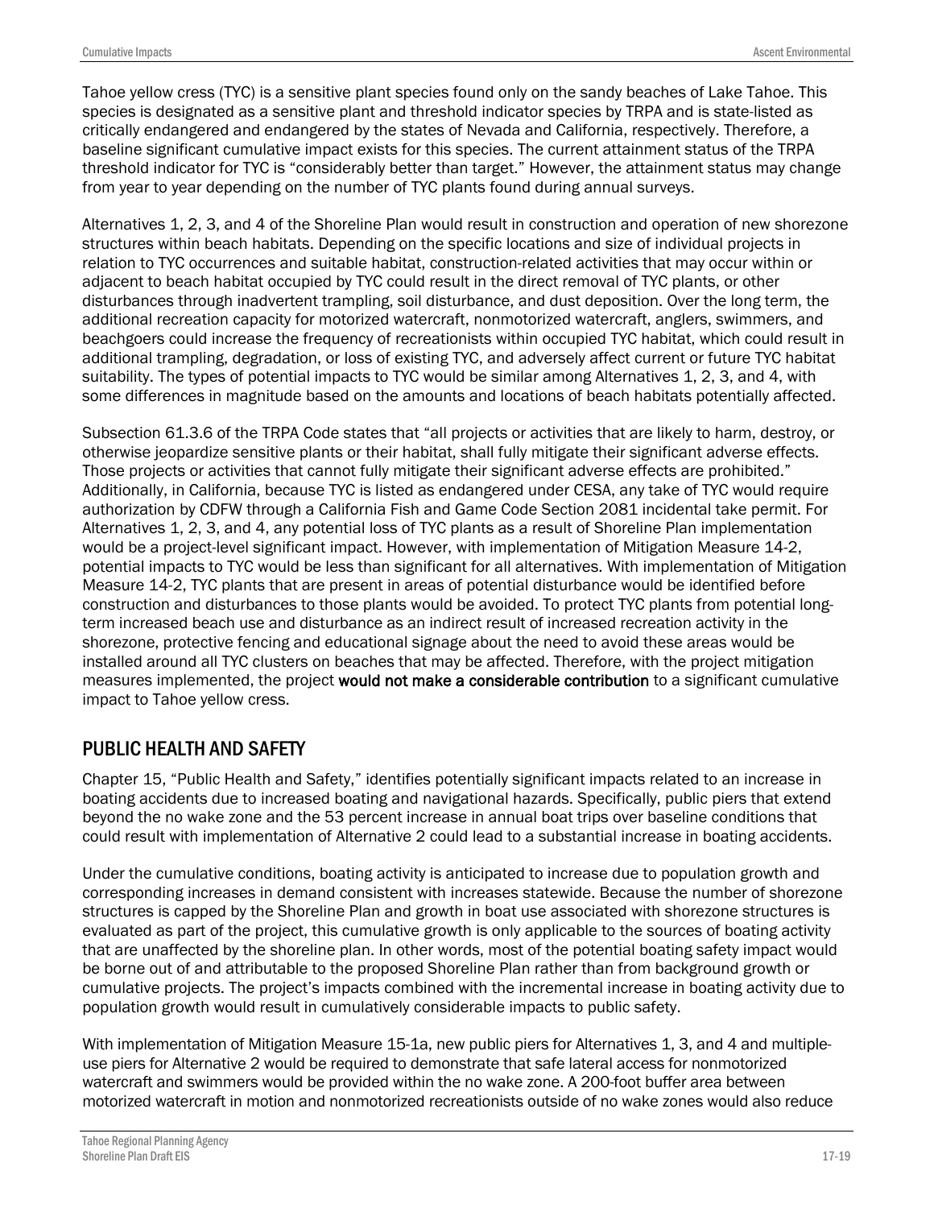Tahoe yellow cress (TYC) is a sensitive plant species found only on the sandy beaches of Lake Tahoe. This species is designated as a sensitive plant and threshold indicator species by TRPA and is state-listed as critically endangered and endangered by the states of Nevada and California, respectively. Therefore, a baseline significant cumulative impact exists for this species. The current attainment status of the TRPA threshold indicator for TYC is "considerably better than target." However, the attainment status may change from year to year depending on the number of TYC plants found during annual surveys.

Alternatives 1, 2, 3, and 4 of the Shoreline Plan would result in construction and operation of new shorezone structures within beach habitats. Depending on the specific locations and size of individual projects in relation to TYC occurrences and suitable habitat, construction-related activities that may occur within or adjacent to beach habitat occupied by TYC could result in the direct removal of TYC plants, or other disturbances through inadvertent trampling, soil disturbance, and dust deposition. Over the long term, the additional recreation capacity for motorized watercraft, nonmotorized watercraft, anglers, swimmers, and beachgoers could increase the frequency of recreationists within occupied TYC habitat, which could result in additional trampling, degradation, or loss of existing TYC, and adversely affect current or future TYC habitat suitability. The types of potential impacts to TYC would be similar among Alternatives 1, 2, 3, and 4, with some differences in magnitude based on the amounts and locations of beach habitats potentially affected.

Subsection 61.3.6 of the TRPA Code states that "all projects or activities that are likely to harm, destroy, or otherwise jeopardize sensitive plants or their habitat, shall fully mitigate their significant adverse effects. Those projects or activities that cannot fully mitigate their significant adverse effects are prohibited." Additionally, in California, because TYC is listed as endangered under CESA, any take of TYC would require authorization by CDFW through a California Fish and Game Code Section 2081 incidental take permit. For Alternatives 1, 2, 3, and 4, any potential loss of TYC plants as a result of Shoreline Plan implementation would be a project-level significant impact. However, with implementation of Mitigation Measure 14-2, potential impacts to TYC would be less than significant for all alternatives. With implementation of Mitigation Measure 14-2, TYC plants that are present in areas of potential disturbance would be identified before construction and disturbances to those plants would be avoided. To protect TYC plants from potential long-term increased beach use and disturbance as an indirect result of increased recreation activity in the shorezone, protective fencing and educational signage about the need to avoid these areas would be installed around all TYC clusters on beaches that may be affected. Therefore, with the project mitigation measures implemented, the project **would not make a considerable contribution** to a significant cumulative impact to Tahoe yellow cress.

## PUBLIC HEALTH AND SAFETY

Chapter 15, "Public Health and Safety," identifies potentially significant impacts related to an increase in boating accidents due to increased boating and navigational hazards. Specifically, public piers that extend beyond the no wake zone and the 53 percent increase in annual boat trips over baseline conditions that could result with implementation of Alternative 2 could lead to a substantial increase in boating accidents.

Under the cumulative conditions, boating activity is anticipated to increase due to population growth and corresponding increases in demand consistent with increases statewide. Because the number of shorezone structures is capped by the Shoreline Plan and growth in boat use associated with shorezone structures is evaluated as part of the project, this cumulative growth is only applicable to the sources of boating activity that are unaffected by the shoreline plan. In other words, most of the potential boating safety impact would be borne out of and attributable to the proposed Shoreline Plan rather than from background growth or cumulative projects. The project's impacts combined with the incremental increase in boating activity due to population growth would result in cumulatively considerable impacts to public safety.

With implementation of Mitigation Measure 15-1a, new public piers for Alternatives 1, 3, and 4 and multiple-use piers for Alternative 2 would be required to demonstrate that safe lateral access for nonmotorized watercraft and swimmers would be provided within the no wake zone. A 200-foot buffer area between motorized watercraft in motion and nonmotorized recreationists outside of no wake zones would also reduce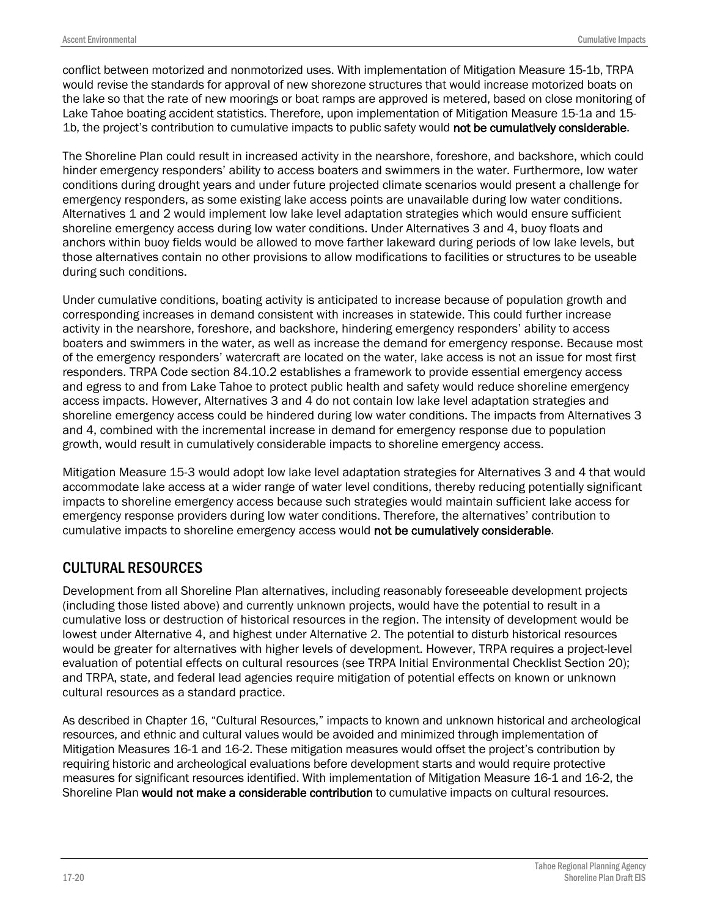conflict between motorized and nonmotorized uses. With implementation of Mitigation Measure 15-1b, TRPA would revise the standards for approval of new shorezone structures that would increase motorized boats on the lake so that the rate of new moorings or boat ramps are approved is metered, based on close monitoring of Lake Tahoe boating accident statistics. Therefore, upon implementation of Mitigation Measure 15-1a and 15-1b, the project's contribution to cumulative impacts to public safety would **not be cumulatively considerable**.

The Shoreline Plan could result in increased activity in the nearshore, foreshore, and backshore, which could hinder emergency responders' ability to access boaters and swimmers in the water. Furthermore, low water conditions during drought years and under future projected climate scenarios would present a challenge for emergency responders, as some existing lake access points are unavailable during low water conditions. Alternatives 1 and 2 would implement low lake level adaptation strategies which would ensure sufficient shoreline emergency access during low water conditions. Under Alternatives 3 and 4, buoy floats and anchors within buoy fields would be allowed to move farther lakeward during periods of low lake levels, but those alternatives contain no other provisions to allow modifications to facilities or structures to be useable during such conditions.

Under cumulative conditions, boating activity is anticipated to increase because of population growth and corresponding increases in demand consistent with increases in statewide. This could further increase activity in the nearshore, foreshore, and backshore, hindering emergency responders' ability to access boaters and swimmers in the water, as well as increase the demand for emergency response. Because most of the emergency responders' watercraft are located on the water, lake access is not an issue for most first responders. TRPA Code section 84.10.2 establishes a framework to provide essential emergency access and egress to and from Lake Tahoe to protect public health and safety would reduce shoreline emergency access impacts. However, Alternatives 3 and 4 do not contain low lake level adaptation strategies and shoreline emergency access could be hindered during low water conditions. The impacts from Alternatives 3 and 4, combined with the incremental increase in demand for emergency response due to population growth, would result in cumulatively considerable impacts to shoreline emergency access.

Mitigation Measure 15-3 would adopt low lake level adaptation strategies for Alternatives 3 and 4 that would accommodate lake access at a wider range of water level conditions, thereby reducing potentially significant impacts to shoreline emergency access because such strategies would maintain sufficient lake access for emergency response providers during low water conditions. Therefore, the alternatives' contribution to cumulative impacts to shoreline emergency access would **not be cumulatively considerable**.

## CULTURAL RESOURCES

Development from all Shoreline Plan alternatives, including reasonably foreseeable development projects (including those listed above) and currently unknown projects, would have the potential to result in a cumulative loss or destruction of historical resources in the region. The intensity of development would be lowest under Alternative 4, and highest under Alternative 2. The potential to disturb historical resources would be greater for alternatives with higher levels of development. However, TRPA requires a project-level evaluation of potential effects on cultural resources (see TRPA Initial Environmental Checklist Section 20); and TRPA, state, and federal lead agencies require mitigation of potential effects on known or unknown cultural resources as a standard practice.

As described in Chapter 16, "Cultural Resources," impacts to known and unknown historical and archeological resources, and ethnic and cultural values would be avoided and minimized through implementation of Mitigation Measures 16-1 and 16-2. These mitigation measures would offset the project's contribution by requiring historic and archeological evaluations before development starts and would require protective measures for significant resources identified. With implementation of Mitigation Measure 16-1 and 16-2, the Shoreline Plan **would not make a considerable contribution** to cumulative impacts on cultural resources.